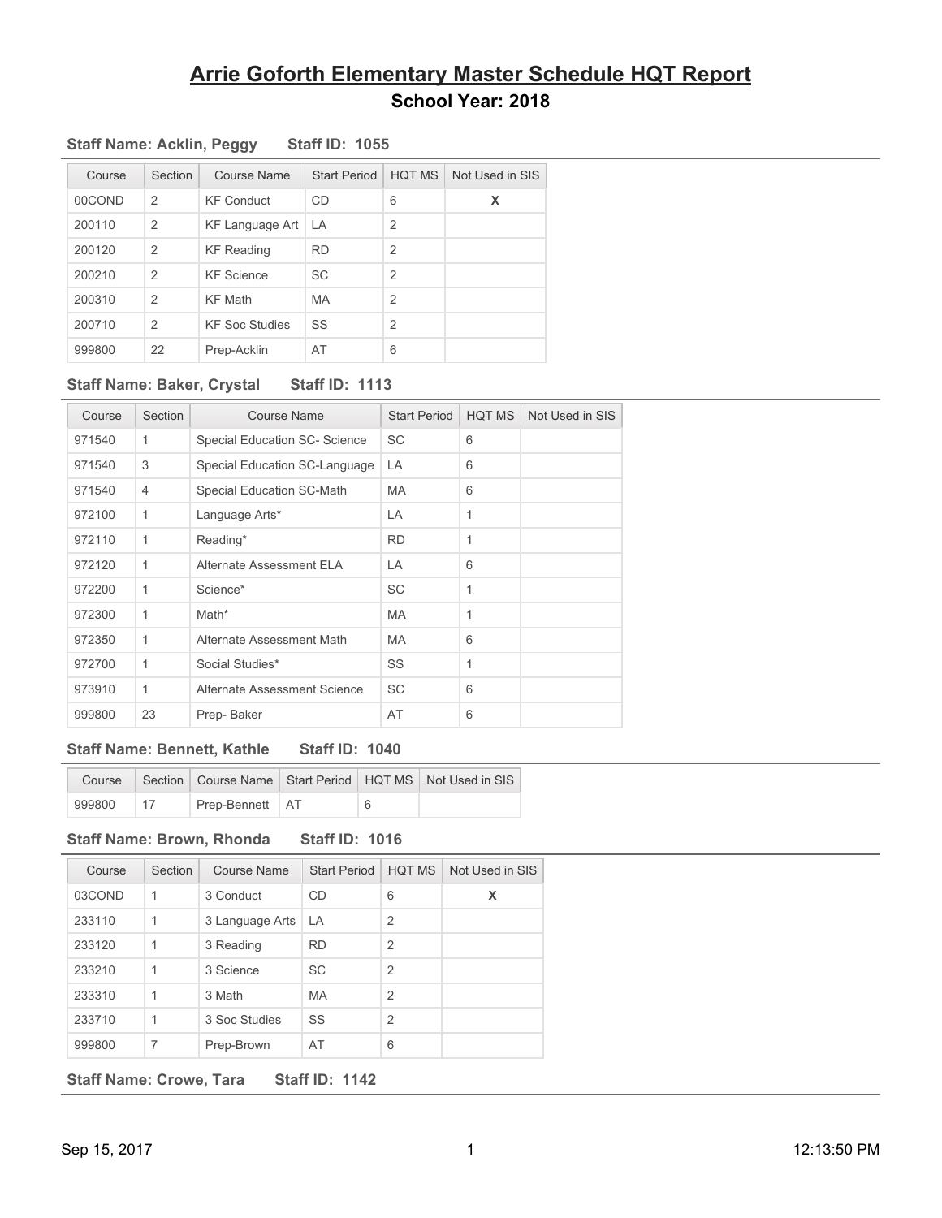# Arrie Goforth Elementary Master Schedule HQT Report

## School Year: 2018

### Staff Name: Acklin, Peggy Staff ID: 1055

| Course | Section | Course Name | Start Period | HQT MS | Not Used in SIS |
|---|---|---|---|---|---|
| 00COND | 2 | KF Conduct | CD | 6 | X |
| 200110 | 2 | KF Language Art | LA | 2 | |
| 200120 | 2 | KF Reading | RD | 2 | |
| 200210 | 2 | KF Science | SC | 2 | |
| 200310 | 2 | KF Math | MA | 2 | |
| 200710 | 2 | KF Soc Studies | SS | 2 | |
| 999800 | 22 | Prep-Acklin | AT | 6 | |

### Staff Name: Baker, Crystal Staff ID: 1113

| Course | Section | Course Name | Start Period | HQT MS | Not Used in SIS |
|---|---|---|---|---|---|
| 971540 | 1 | Special Education SC- Science | SC | 6 | |
| 971540 | 3 | Special Education SC-Language | LA | 6 | |
| 971540 | 4 | Special Education SC-Math | MA | 6 | |
| 972100 | 1 | Language Arts* | LA | 1 | |
| 972110 | 1 | Reading* | RD | 1 | |
| 972120 | 1 | Alternate Assessment ELA | LA | 6 | |
| 972200 | 1 | Science* | SC | 1 | |
| 972300 | 1 | Math* | MA | 1 | |
| 972350 | 1 | Alternate Assessment Math | MA | 6 | |
| 972700 | 1 | Social Studies* | SS | 1 | |
| 973910 | 1 | Alternate Assessment Science | SC | 6 | |
| 999800 | 23 | Prep- Baker | AT | 6 | |

### Staff Name: Bennett, Kathle Staff ID: 1040

| Course | Section | Course Name | Start Period | HQT MS | Not Used in SIS |
|---|---|---|---|---|---|
| 999800 | 17 | Prep-Bennett | AT | 6 | |

### Staff Name: Brown, Rhonda Staff ID: 1016

| Course | Section | Course Name | Start Period | HQT MS | Not Used in SIS |
|---|---|---|---|---|---|
| 03COND | 1 | 3 Conduct | CD | 6 | X |
| 233110 | 1 | 3 Language Arts | LA | 2 | |
| 233120 | 1 | 3 Reading | RD | 2 | |
| 233210 | 1 | 3 Science | SC | 2 | |
| 233310 | 1 | 3 Math | MA | 2 | |
| 233710 | 1 | 3 Soc Studies | SS | 2 | |
| 999800 | 7 | Prep-Brown | AT | 6 | |

### Staff Name: Crowe, Tara Staff ID: 1142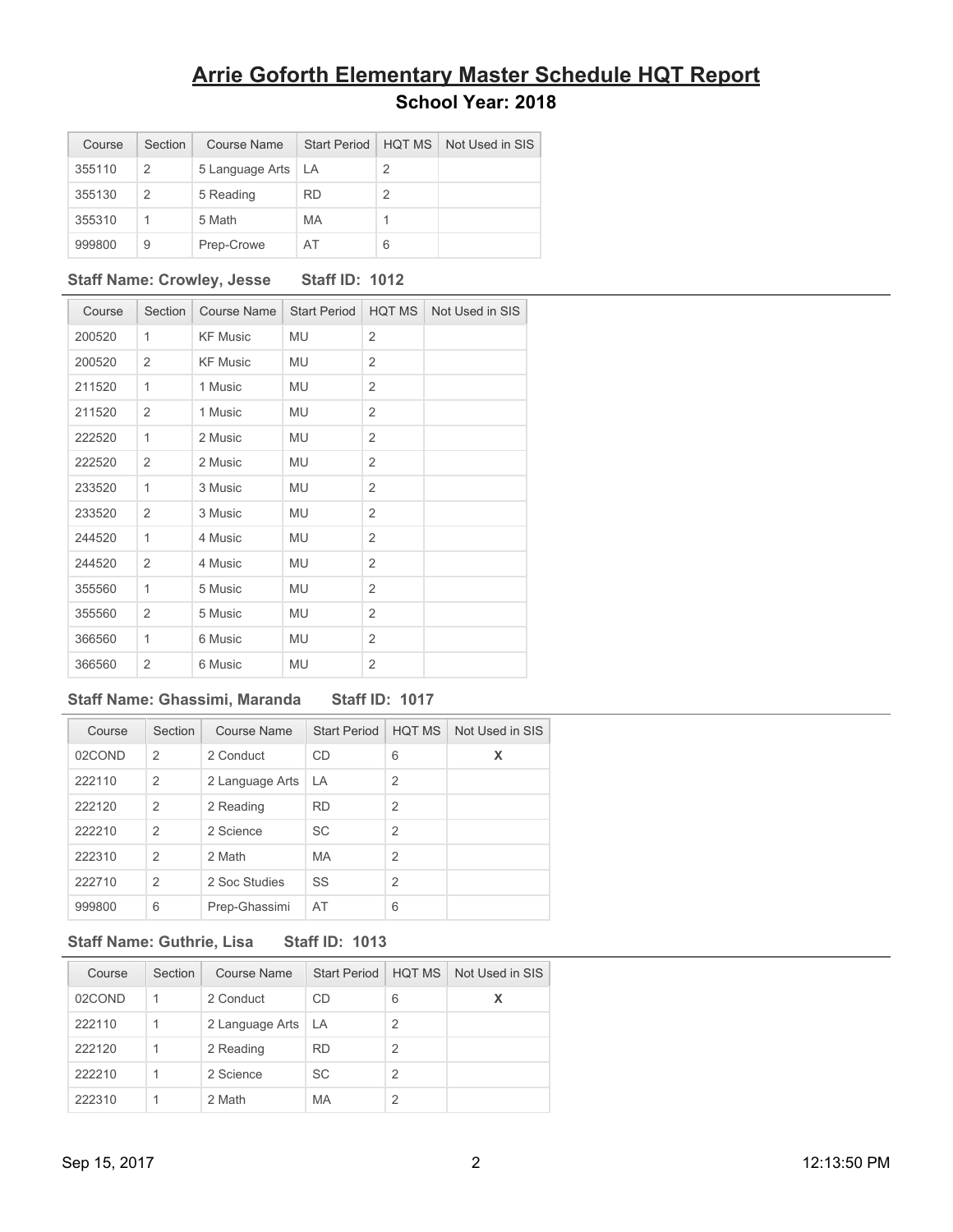# Arrie Goforth Elementary Master Schedule HQT Report

## School Year: 2018

| Course | Section | Course Name | Start Period | HQT MS | Not Used in SIS |
|---|---|---|---|---|---|
| 355110 | 2 | 5 Language Arts | LA | 2 | |
| 355130 | 2 | 5 Reading | RD | 2 | |
| 355310 | 1 | 5 Math | MA | 1 | |
| 999800 | 9 | Prep-Crowe | AT | 6 | |

**Staff Name: Crowley, Jesse Staff ID: 1012**

| Course | Section | Course Name | Start Period | HQT MS | Not Used in SIS |
|---|---|---|---|---|---|
| 200520 | 1 | KF Music | MU | 2 | |
| 200520 | 2 | KF Music | MU | 2 | |
| 211520 | 1 | 1 Music | MU | 2 | |
| 211520 | 2 | 1 Music | MU | 2 | |
| 222520 | 1 | 2 Music | MU | 2 | |
| 222520 | 2 | 2 Music | MU | 2 | |
| 233520 | 1 | 3 Music | MU | 2 | |
| 233520 | 2 | 3 Music | MU | 2 | |
| 244520 | 1 | 4 Music | MU | 2 | |
| 244520 | 2 | 4 Music | MU | 2 | |
| 355560 | 1 | 5 Music | MU | 2 | |
| 355560 | 2 | 5 Music | MU | 2 | |
| 366560 | 1 | 6 Music | MU | 2 | |
| 366560 | 2 | 6 Music | MU | 2 | |

**Staff Name: Ghassimi, Maranda Staff ID: 1017**

| Course | Section | Course Name | Start Period | HQT MS | Not Used in SIS |
|---|---|---|---|---|---|
| 02COND | 2 | 2 Conduct | CD | 6 | X |
| 222110 | 2 | 2 Language Arts | LA | 2 | |
| 222120 | 2 | 2 Reading | RD | 2 | |
| 222210 | 2 | 2 Science | SC | 2 | |
| 222310 | 2 | 2 Math | MA | 2 | |
| 222710 | 2 | 2 Soc Studies | SS | 2 | |
| 999800 | 6 | Prep-Ghassimi | AT | 6 | |

**Staff Name: Guthrie, Lisa Staff ID: 1013**

| Course | Section | Course Name | Start Period | HQT MS | Not Used in SIS |
|---|---|---|---|---|---|
| 02COND | 1 | 2 Conduct | CD | 6 | X |
| 222110 | 1 | 2 Language Arts | LA | 2 | |
| 222120 | 1 | 2 Reading | RD | 2 | |
| 222210 | 1 | 2 Science | SC | 2 | |
| 222310 | 1 | 2 Math | MA | 2 | |

Sep 15, 2017 12:13:50 PM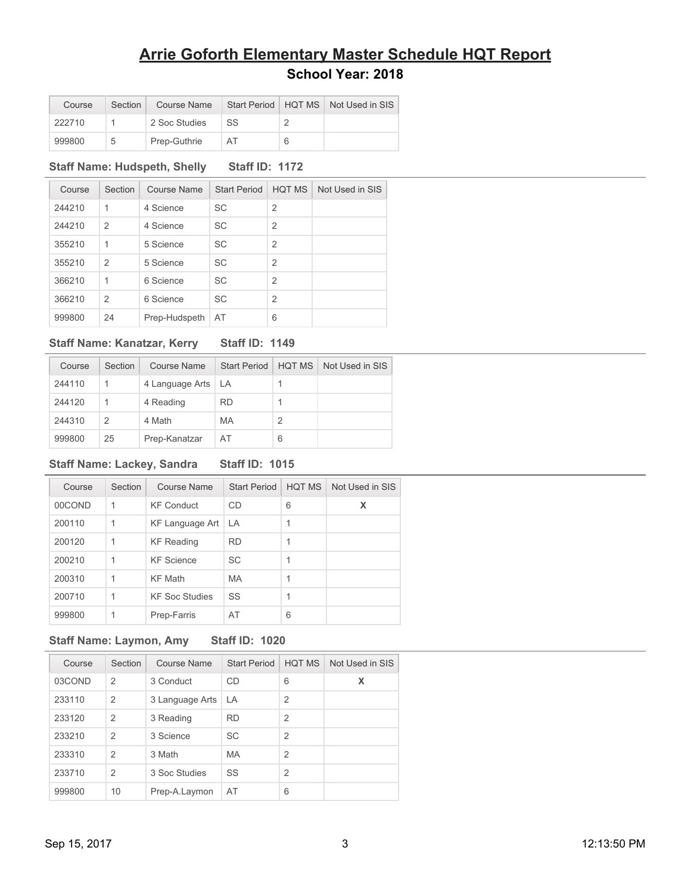# Arrie Goforth Elementary Master Schedule HQT Report

## School Year: 2018

| Course | Section | Course Name | Start Period | HQT MS | Not Used in SIS |
|---|---|---|---|---|---|
| 222710 | 1 | 2 Soc Studies | SS | 2 | |
| 999800 | 5 | Prep-Guthrie | AT | 6 | |

**Staff Name: Hudspeth, Shelly    Staff ID: 1172**

| Course | Section | Course Name | Start Period | HQT MS | Not Used in SIS |
|---|---|---|---|---|---|
| 244210 | 1 | 4 Science | SC | 2 | |
| 244210 | 2 | 4 Science | SC | 2 | |
| 355210 | 1 | 5 Science | SC | 2 | |
| 355210 | 2 | 5 Science | SC | 2 | |
| 366210 | 1 | 6 Science | SC | 2 | |
| 366210 | 2 | 6 Science | SC | 2 | |
| 999800 | 24 | Prep-Hudspeth | AT | 6 | |

**Staff Name: Kanatzar, Kerry    Staff ID: 1149**

| Course | Section | Course Name | Start Period | HQT MS | Not Used in SIS |
|---|---|---|---|---|---|
| 244110 | 1 | 4 Language Arts | LA | 1 | |
| 244120 | 1 | 4 Reading | RD | 1 | |
| 244310 | 2 | 4 Math | MA | 2 | |
| 999800 | 25 | Prep-Kanatzar | AT | 6 | |

**Staff Name: Lackey, Sandra    Staff ID: 1015**

| Course | Section | Course Name | Start Period | HQT MS | Not Used in SIS |
|---|---|---|---|---|---|
| 00COND | 1 | KF Conduct | CD | 6 | X |
| 200110 | 1 | KF Language Art | LA | 1 | |
| 200120 | 1 | KF Reading | RD | 1 | |
| 200210 | 1 | KF Science | SC | 1 | |
| 200310 | 1 | KF Math | MA | 1 | |
| 200710 | 1 | KF Soc Studies | SS | 1 | |
| 999800 | 1 | Prep-Farris | AT | 6 | |

**Staff Name: Laymon, Amy    Staff ID: 1020**

| Course | Section | Course Name | Start Period | HQT MS | Not Used in SIS |
|---|---|---|---|---|---|
| 03COND | 2 | 3 Conduct | CD | 6 | X |
| 233110 | 2 | 3 Language Arts | LA | 2 | |
| 233120 | 2 | 3 Reading | RD | 2 | |
| 233210 | 2 | 3 Science | SC | 2 | |
| 233310 | 2 | 3 Math | MA | 2 | |
| 233710 | 2 | 3 Soc Studies | SS | 2 | |
| 999800 | 10 | Prep-A.Laymon | AT | 6 | |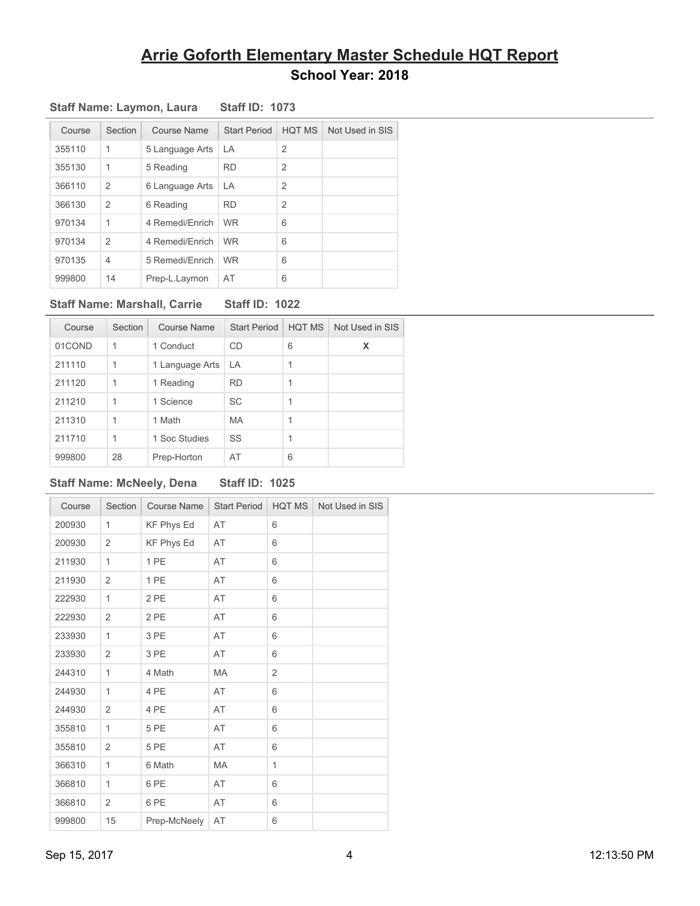# Arrie Goforth Elementary Master Schedule HQT Report

## School Year: 2018

**Staff Name: Laymon, Laura Staff ID: 1073**

| Course | Section | Course Name | Start Period | HQT MS | Not Used in SIS |
|---|---|---|---|---|---|
| 355110 | 1 | 5 Language Arts | LA | 2 | |
| 355130 | 1 | 5 Reading | RD | 2 | |
| 366110 | 2 | 6 Language Arts | LA | 2 | |
| 366130 | 2 | 6 Reading | RD | 2 | |
| 970134 | 1 | 4 Remedi/Enrich | WR | 6 | |
| 970134 | 2 | 4 Remedi/Enrich | WR | 6 | |
| 970135 | 4 | 5 Remedi/Enrich | WR | 6 | |
| 999800 | 14 | Prep-L.Laymon | AT | 6 | |

**Staff Name: Marshall, Carrie Staff ID: 1022**

| Course | Section | Course Name | Start Period | HQT MS | Not Used in SIS |
|---|---|---|---|---|---|
| 01COND | 1 | 1 Conduct | CD | 6 | X |
| 211110 | 1 | 1 Language Arts | LA | 1 | |
| 211120 | 1 | 1 Reading | RD | 1 | |
| 211210 | 1 | 1 Science | SC | 1 | |
| 211310 | 1 | 1 Math | MA | 1 | |
| 211710 | 1 | 1 Soc Studies | SS | 1 | |
| 999800 | 28 | Prep-Horton | AT | 6 | |

**Staff Name: McNeely, Dena Staff ID: 1025**

| Course | Section | Course Name | Start Period | HQT MS | Not Used in SIS |
|---|---|---|---|---|---|
| 200930 | 1 | KF Phys Ed | AT | 6 | |
| 200930 | 2 | KF Phys Ed | AT | 6 | |
| 211930 | 1 | 1 PE | AT | 6 | |
| 211930 | 2 | 1 PE | AT | 6 | |
| 222930 | 1 | 2 PE | AT | 6 | |
| 222930 | 2 | 2 PE | AT | 6 | |
| 233930 | 1 | 3 PE | AT | 6 | |
| 233930 | 2 | 3 PE | AT | 6 | |
| 244310 | 1 | 4 Math | MA | 2 | |
| 244930 | 1 | 4 PE | AT | 6 | |
| 244930 | 2 | 4 PE | AT | 6 | |
| 355810 | 1 | 5 PE | AT | 6 | |
| 355810 | 2 | 5 PE | AT | 6 | |
| 366310 | 1 | 6 Math | MA | 1 | |
| 366810 | 1 | 6 PE | AT | 6 | |
| 366810 | 2 | 6 PE | AT | 6 | |
| 999800 | 15 | Prep-McNeely | AT | 6 | |

Sep 15, 2017 12:13:50 PM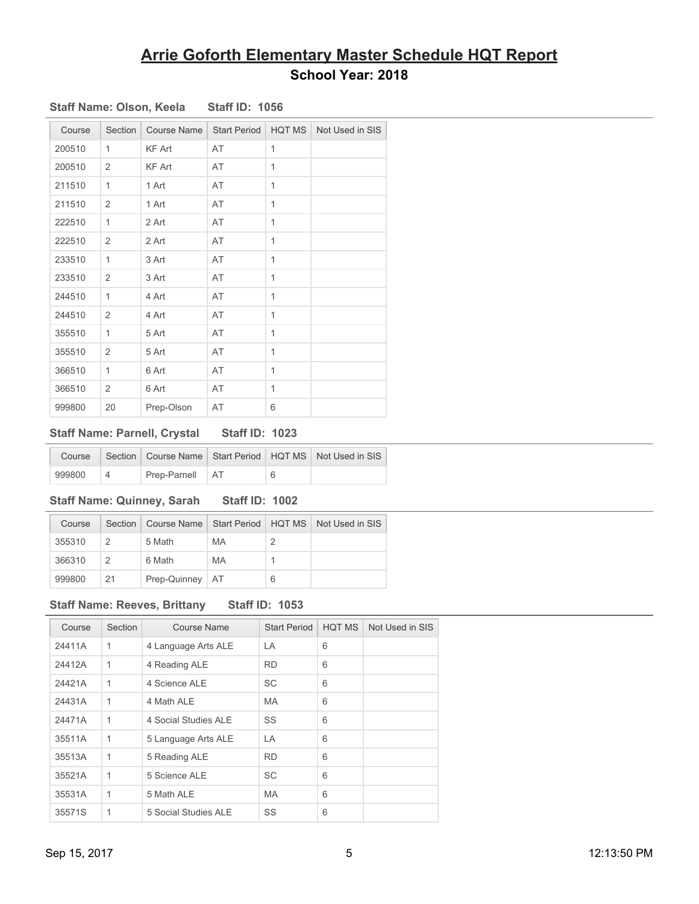# Arrie Goforth Elementary Master Schedule HQT Report

## School Year: 2018

**Staff Name: Olson, Keela    Staff ID: 1056**

| Course | Section | Course Name | Start Period | HQT MS | Not Used in SIS |
|---|---|---|---|---|---|
| 200510 | 1 | KF Art | AT | 1 | |
| 200510 | 2 | KF Art | AT | 1 | |
| 211510 | 1 | 1 Art | AT | 1 | |
| 211510 | 2 | 1 Art | AT | 1 | |
| 222510 | 1 | 2 Art | AT | 1 | |
| 222510 | 2 | 2 Art | AT | 1 | |
| 233510 | 1 | 3 Art | AT | 1 | |
| 233510 | 2 | 3 Art | AT | 1 | |
| 244510 | 1 | 4 Art | AT | 1 | |
| 244510 | 2 | 4 Art | AT | 1 | |
| 355510 | 1 | 5 Art | AT | 1 | |
| 355510 | 2 | 5 Art | AT | 1 | |
| 366510 | 1 | 6 Art | AT | 1 | |
| 366510 | 2 | 6 Art | AT | 1 | |
| 999800 | 20 | Prep-Olson | AT | 6 | |

**Staff Name: Parnell, Crystal    Staff ID: 1023**

| Course | Section | Course Name | Start Period | HQT MS | Not Used in SIS |
|---|---|---|---|---|---|
| 999800 | 4 | Prep-Parnell | AT | 6 | |

**Staff Name: Quinney, Sarah    Staff ID: 1002**

| Course | Section | Course Name | Start Period | HQT MS | Not Used in SIS |
|---|---|---|---|---|---|
| 355310 | 2 | 5 Math | MA | 2 | |
| 366310 | 2 | 6 Math | MA | 1 | |
| 999800 | 21 | Prep-Quinney | AT | 6 | |

**Staff Name: Reeves, Brittany    Staff ID: 1053**

| Course | Section | Course Name | Start Period | HQT MS | Not Used in SIS |
|---|---|---|---|---|---|
| 24411A | 1 | 4 Language Arts ALE | LA | 6 | |
| 24412A | 1 | 4 Reading ALE | RD | 6 | |
| 24421A | 1 | 4 Science ALE | SC | 6 | |
| 24431A | 1 | 4 Math ALE | MA | 6 | |
| 24471A | 1 | 4 Social Studies ALE | SS | 6 | |
| 35511A | 1 | 5 Language Arts ALE | LA | 6 | |
| 35513A | 1 | 5 Reading ALE | RD | 6 | |
| 35521A | 1 | 5 Science ALE | SC | 6 | |
| 35531A | 1 | 5 Math ALE | MA | 6 | |
| 35571S | 1 | 5 Social Studies ALE | SS | 6 | |

Sep 15, 2017    12:13:50 PM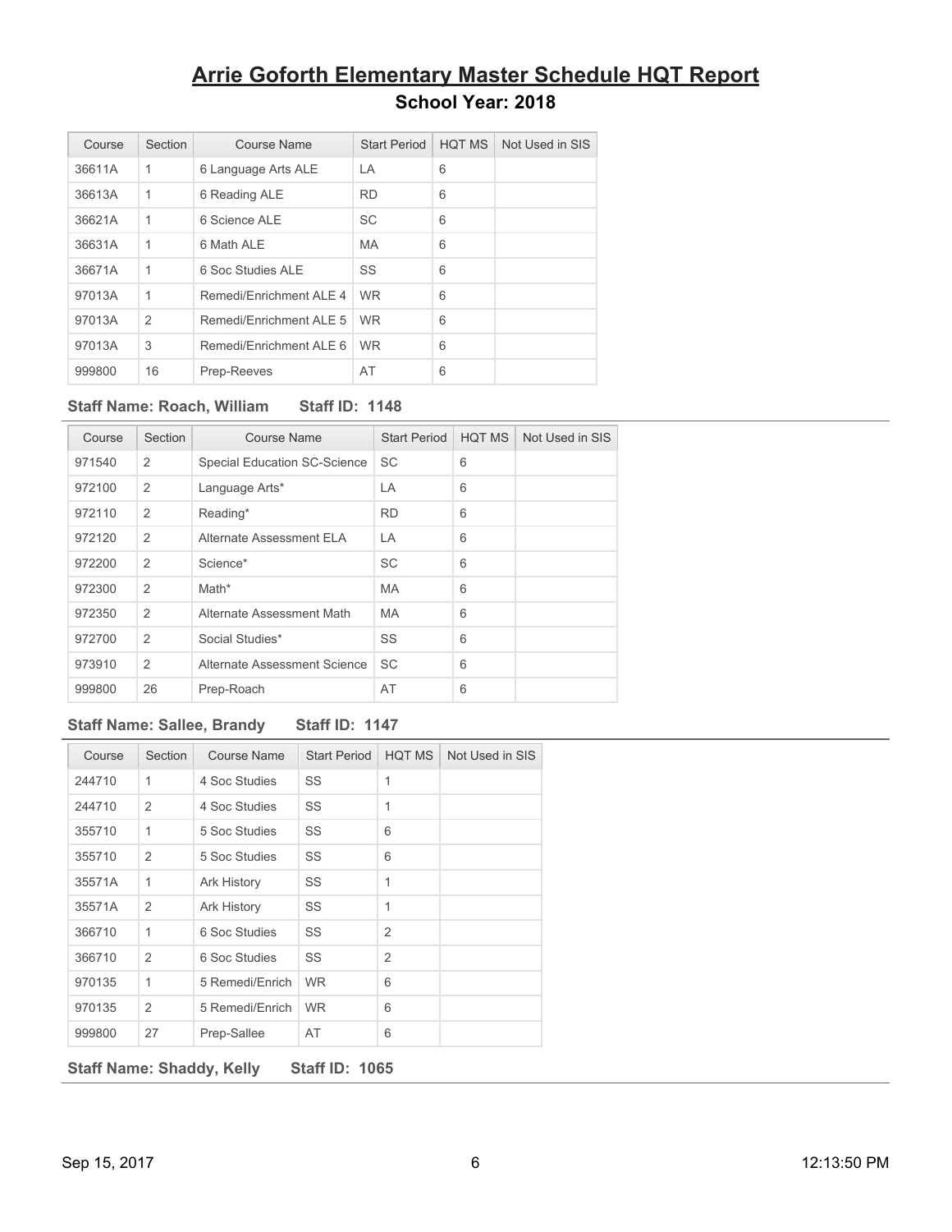# Arrie Goforth Elementary Master Schedule HQT Report

## School Year: 2018

| Course | Section | Course Name | Start Period | HQT MS | Not Used in SIS |
|---|---|---|---|---|---|
| 36611A | 1 | 6 Language Arts ALE | LA | 6 | |
| 36613A | 1 | 6 Reading ALE | RD | 6 | |
| 36621A | 1 | 6 Science ALE | SC | 6 | |
| 36631A | 1 | 6 Math ALE | MA | 6 | |
| 36671A | 1 | 6 Soc Studies ALE | SS | 6 | |
| 97013A | 1 | Remedi/Enrichment ALE 4 | WR | 6 | |
| 97013A | 2 | Remedi/Enrichment ALE 5 | WR | 6 | |
| 97013A | 3 | Remedi/Enrichment ALE 6 | WR | 6 | |
| 999800 | 16 | Prep-Reeves | AT | 6 | |

**Staff Name: Roach, William Staff ID: 1148**

| Course | Section | Course Name | Start Period | HQT MS | Not Used in SIS |
|---|---|---|---|---|---|
| 971540 | 2 | Special Education SC-Science | SC | 6 | |
| 972100 | 2 | Language Arts* | LA | 6 | |
| 972110 | 2 | Reading* | RD | 6 | |
| 972120 | 2 | Alternate Assessment ELA | LA | 6 | |
| 972200 | 2 | Science* | SC | 6 | |
| 972300 | 2 | Math* | MA | 6 | |
| 972350 | 2 | Alternate Assessment Math | MA | 6 | |
| 972700 | 2 | Social Studies* | SS | 6 | |
| 973910 | 2 | Alternate Assessment Science | SC | 6 | |
| 999800 | 26 | Prep-Roach | AT | 6 | |

**Staff Name: Sallee, Brandy Staff ID: 1147**

| Course | Section | Course Name | Start Period | HQT MS | Not Used in SIS |
|---|---|---|---|---|---|
| 244710 | 1 | 4 Soc Studies | SS | 1 | |
| 244710 | 2 | 4 Soc Studies | SS | 1 | |
| 355710 | 1 | 5 Soc Studies | SS | 6 | |
| 355710 | 2 | 5 Soc Studies | SS | 6 | |
| 35571A | 1 | Ark History | SS | 1 | |
| 35571A | 2 | Ark History | SS | 1 | |
| 366710 | 1 | 6 Soc Studies | SS | 2 | |
| 366710 | 2 | 6 Soc Studies | SS | 2 | |
| 970135 | 1 | 5 Remedi/Enrich | WR | 6 | |
| 970135 | 2 | 5 Remedi/Enrich | WR | 6 | |
| 999800 | 27 | Prep-Sallee | AT | 6 | |

**Staff Name: Shaddy, Kelly Staff ID: 1065**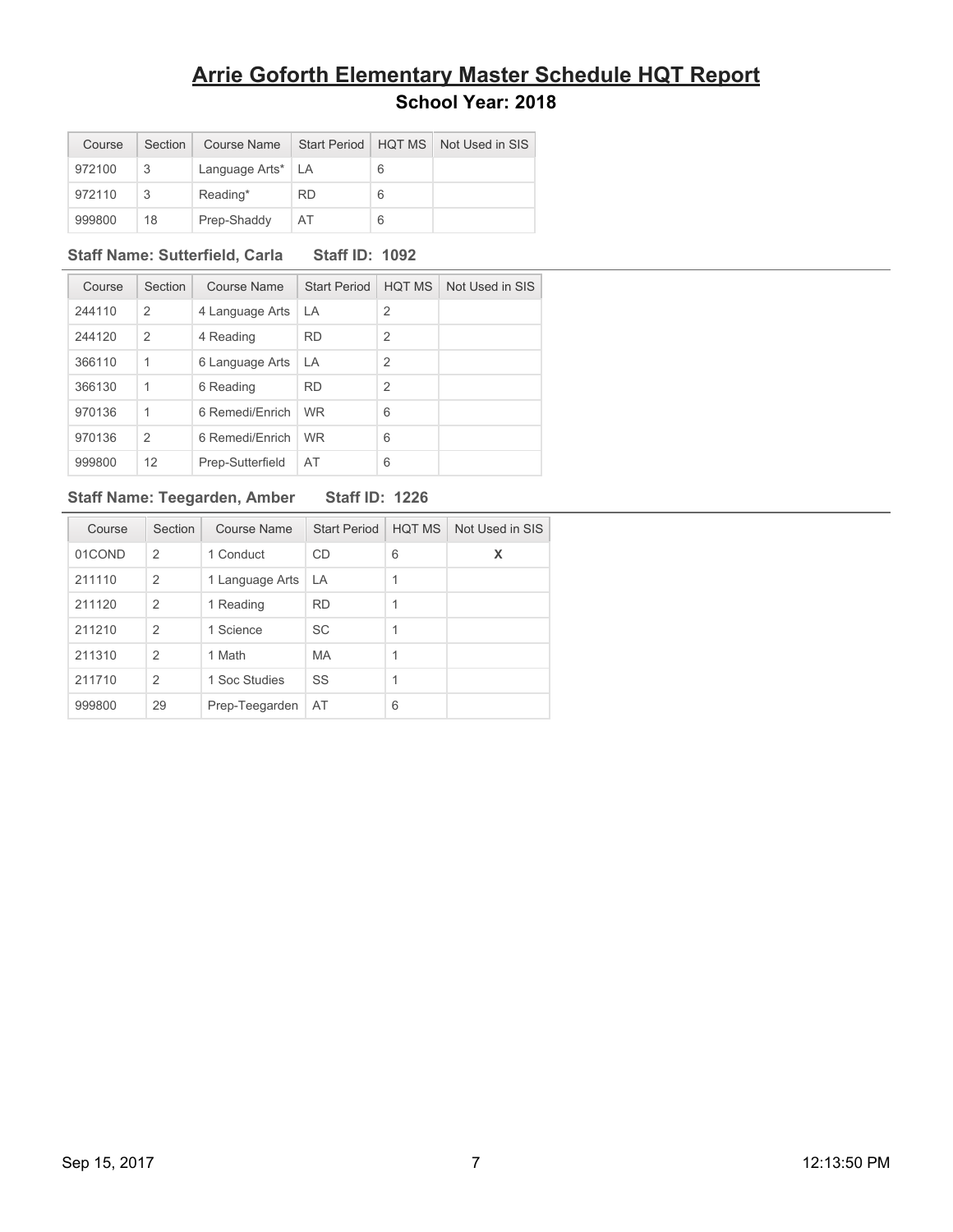# Arrie Goforth Elementary Master Schedule HQT Report

## School Year: 2018

| Course | Section | Course Name | Start Period | HQT MS | Not Used in SIS |
|---|---|---|---|---|---|
| 972100 | 3 | Language Arts* | LA | 6 | |
| 972110 | 3 | Reading* | RD | 6 | |
| 999800 | 18 | Prep-Shaddy | AT | 6 | |

**Staff Name: Sutterfield, Carla** **Staff ID: 1092**

| Course | Section | Course Name | Start Period | HQT MS | Not Used in SIS |
|---|---|---|---|---|---|
| 244110 | 2 | 4 Language Arts | LA | 2 | |
| 244120 | 2 | 4 Reading | RD | 2 | |
| 366110 | 1 | 6 Language Arts | LA | 2 | |
| 366130 | 1 | 6 Reading | RD | 2 | |
| 970136 | 1 | 6 Remedi/Enrich | WR | 6 | |
| 970136 | 2 | 6 Remedi/Enrich | WR | 6 | |
| 999800 | 12 | Prep-Sutterfield | AT | 6 | |

**Staff Name: Teegarden, Amber** **Staff ID: 1226**

| Course | Section | Course Name | Start Period | HQT MS | Not Used in SIS |
|---|---|---|---|---|---|
| 01COND | 2 | 1 Conduct | CD | 6 | X |
| 211110 | 2 | 1 Language Arts | LA | 1 | |
| 211120 | 2 | 1 Reading | RD | 1 | |
| 211210 | 2 | 1 Science | SC | 1 | |
| 211310 | 2 | 1 Math | MA | 1 | |
| 211710 | 2 | 1 Soc Studies | SS | 1 | |
| 999800 | 29 | Prep-Teegarden | AT | 6 | |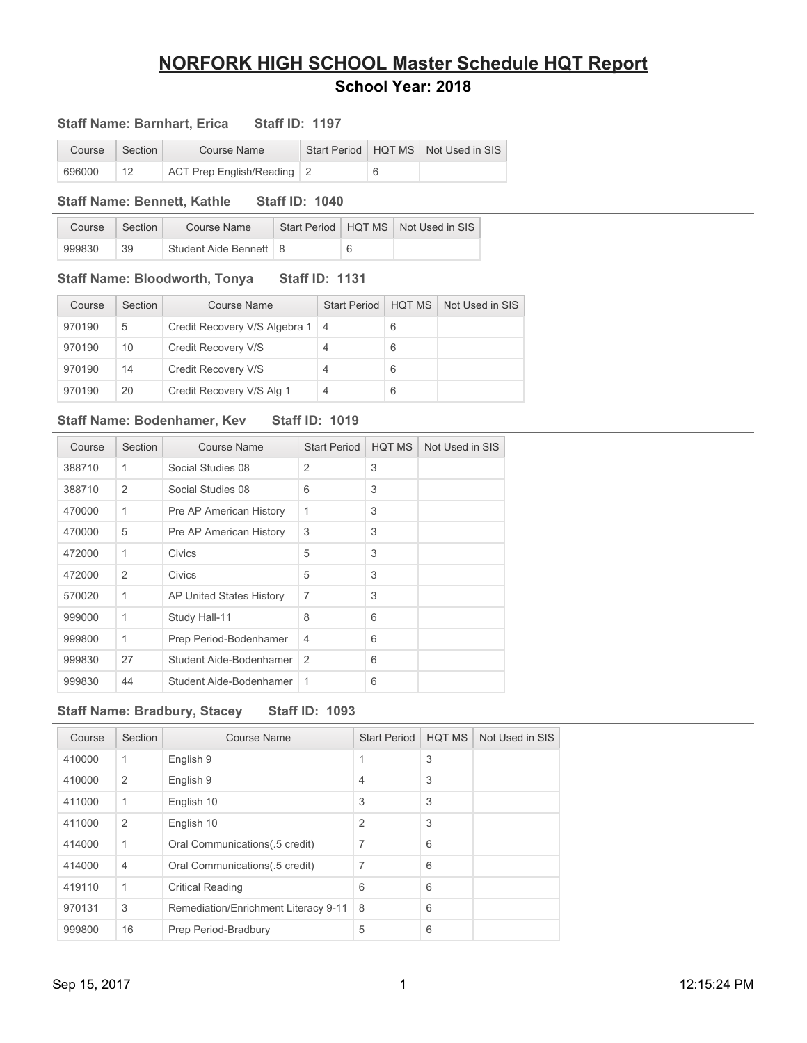# NORFORK HIGH SCHOOL Master Schedule HQT Report

## School Year: 2018

**Staff Name: Barnhart, Erica Staff ID: 1197**

| Course | Section | Course Name | Start Period | HQT MS | Not Used in SIS |
|---|---|---|---|---|---|
| 696000 | 12 | ACT Prep English/Reading | 2 | 6 | |

**Staff Name: Bennett, Kathle Staff ID: 1040**

| Course | Section | Course Name | Start Period | HQT MS | Not Used in SIS |
|---|---|---|---|---|---|
| 999830 | 39 | Student Aide Bennett | 8 | 6 | |

**Staff Name: Bloodworth, Tonya Staff ID: 1131**

| Course | Section | Course Name | Start Period | HQT MS | Not Used in SIS |
|---|---|---|---|---|---|
| 970190 | 5 | Credit Recovery V/S Algebra 1 | 4 | 6 | |
| 970190 | 10 | Credit Recovery V/S | 4 | 6 | |
| 970190 | 14 | Credit Recovery V/S | 4 | 6 | |
| 970190 | 20 | Credit Recovery V/S Alg 1 | 4 | 6 | |

**Staff Name: Bodenhamer, Kev Staff ID: 1019**

| Course | Section | Course Name | Start Period | HQT MS | Not Used in SIS |
|---|---|---|---|---|---|
| 388710 | 1 | Social Studies 08 | 2 | 3 | |
| 388710 | 2 | Social Studies 08 | 6 | 3 | |
| 470000 | 1 | Pre AP American History | 1 | 3 | |
| 470000 | 5 | Pre AP American History | 3 | 3 | |
| 472000 | 1 | Civics | 5 | 3 | |
| 472000 | 2 | Civics | 5 | 3 | |
| 570020 | 1 | AP United States History | 7 | 3 | |
| 999000 | 1 | Study Hall-11 | 8 | 6 | |
| 999800 | 1 | Prep Period-Bodenhamer | 4 | 6 | |
| 999830 | 27 | Student Aide-Bodenhamer | 2 | 6 | |
| 999830 | 44 | Student Aide-Bodenhamer | 1 | 6 | |

**Staff Name: Bradbury, Stacey Staff ID: 1093**

| Course | Section | Course Name | Start Period | HQT MS | Not Used in SIS |
|---|---|---|---|---|---|
| 410000 | 1 | English 9 | 1 | 3 | |
| 410000 | 2 | English 9 | 4 | 3 | |
| 411000 | 1 | English 10 | 3 | 3 | |
| 411000 | 2 | English 10 | 2 | 3 | |
| 414000 | 1 | Oral Communications(.5 credit) | 7 | 6 | |
| 414000 | 4 | Oral Communications(.5 credit) | 7 | 6 | |
| 419110 | 1 | Critical Reading | 6 | 6 | |
| 970131 | 3 | Remediation/Enrichment Literacy 9-11 | 8 | 6 | |
| 999800 | 16 | Prep Period-Bradbury | 5 | 6 | |

Sep 15, 2017 12:15:24 PM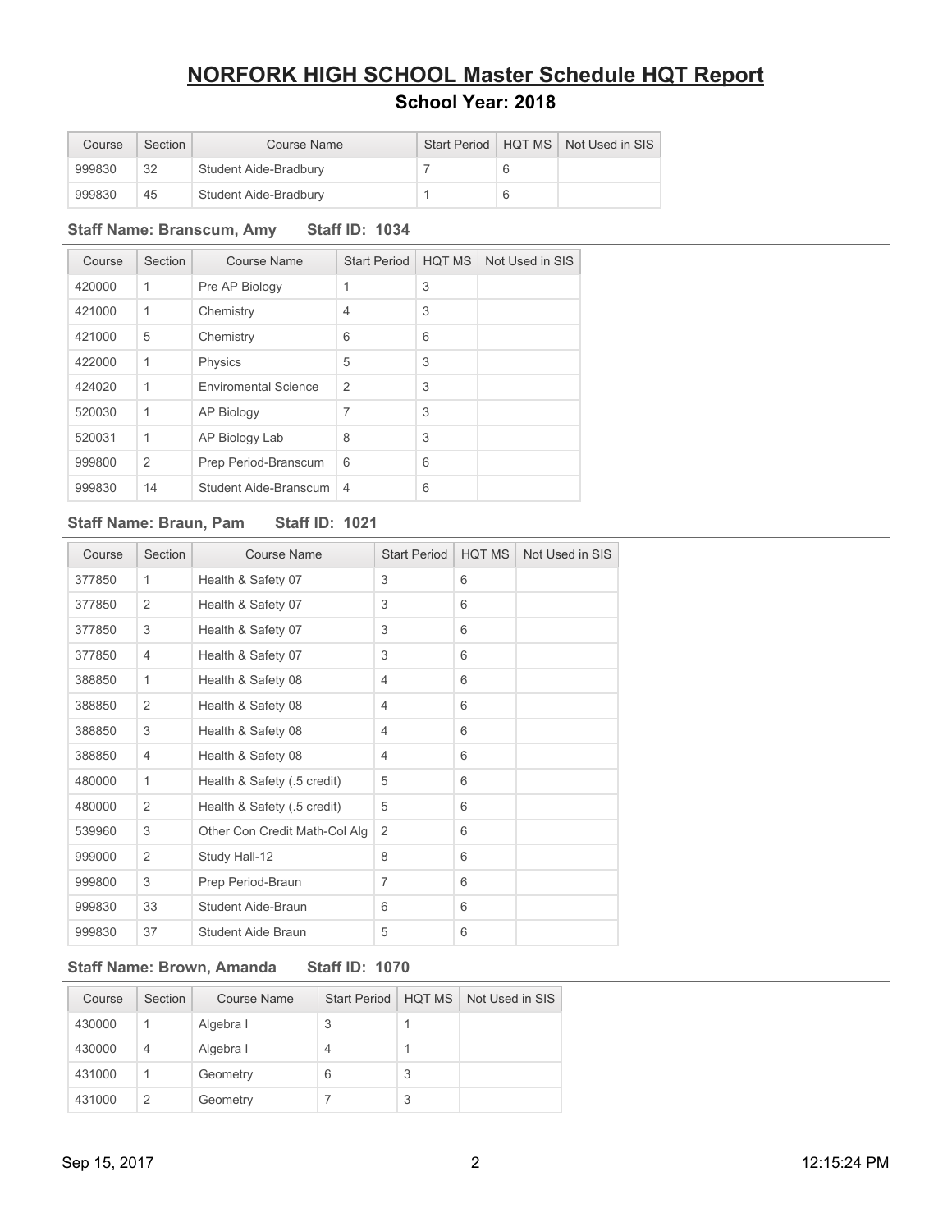# NORFORK HIGH SCHOOL Master Schedule HQT Report

## School Year: 2018

| Course | Section | Course Name | Start Period | HQT MS | Not Used in SIS |
|---|---|---|---|---|---|
| 999830 | 32 | Student Aide-Bradbury | 7 | 6 | |
| 999830 | 45 | Student Aide-Bradbury | 1 | 6 | |

**Staff Name: Branscum, Amy    Staff ID: 1034**

| Course | Section | Course Name | Start Period | HQT MS | Not Used in SIS |
|---|---|---|---|---|---|
| 420000 | 1 | Pre AP Biology | 1 | 3 | |
| 421000 | 1 | Chemistry | 4 | 3 | |
| 421000 | 5 | Chemistry | 6 | 6 | |
| 422000 | 1 | Physics | 5 | 3 | |
| 424020 | 1 | Enviromental Science | 2 | 3 | |
| 520030 | 1 | AP Biology | 7 | 3 | |
| 520031 | 1 | AP Biology Lab | 8 | 3 | |
| 999800 | 2 | Prep Period-Branscum | 6 | 6 | |
| 999830 | 14 | Student Aide-Branscum | 4 | 6 | |

**Staff Name: Braun, Pam    Staff ID: 1021**

| Course | Section | Course Name | Start Period | HQT MS | Not Used in SIS |
|---|---|---|---|---|---|
| 377850 | 1 | Health & Safety 07 | 3 | 6 | |
| 377850 | 2 | Health & Safety 07 | 3 | 6 | |
| 377850 | 3 | Health & Safety 07 | 3 | 6 | |
| 377850 | 4 | Health & Safety 07 | 3 | 6 | |
| 388850 | 1 | Health & Safety 08 | 4 | 6 | |
| 388850 | 2 | Health & Safety 08 | 4 | 6 | |
| 388850 | 3 | Health & Safety 08 | 4 | 6 | |
| 388850 | 4 | Health & Safety 08 | 4 | 6 | |
| 480000 | 1 | Health & Safety (.5 credit) | 5 | 6 | |
| 480000 | 2 | Health & Safety (.5 credit) | 5 | 6 | |
| 539960 | 3 | Other Con Credit Math-Col Alg | 2 | 6 | |
| 999000 | 2 | Study Hall-12 | 8 | 6 | |
| 999800 | 3 | Prep Period-Braun | 7 | 6 | |
| 999830 | 33 | Student Aide-Braun | 6 | 6 | |
| 999830 | 37 | Student Aide Braun | 5 | 6 | |

**Staff Name: Brown, Amanda    Staff ID: 1070**

| Course | Section | Course Name | Start Period | HQT MS | Not Used in SIS |
|---|---|---|---|---|---|
| 430000 | 1 | Algebra I | 3 | 1 | |
| 430000 | 4 | Algebra I | 4 | 1 | |
| 431000 | 1 | Geometry | 6 | 3 | |
| 431000 | 2 | Geometry | 7 | 3 | |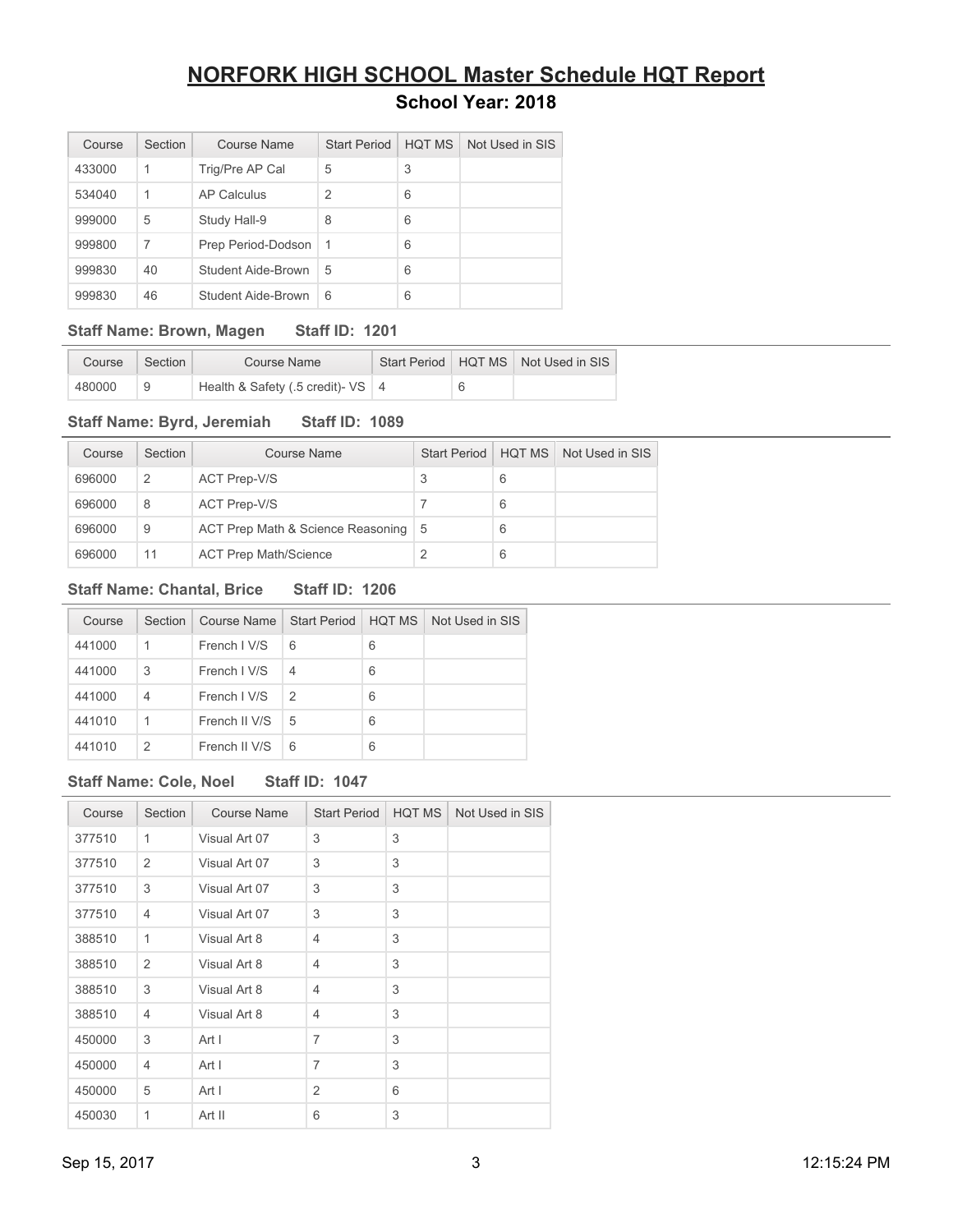# NORFORK HIGH SCHOOL Master Schedule HQT Report

## School Year: 2018

| Course | Section | Course Name | Start Period | HQT MS | Not Used in SIS |
|---|---|---|---|---|---|
| 433000 | 1 | Trig/Pre AP Cal | 5 | 3 | |
| 534040 | 1 | AP Calculus | 2 | 6 | |
| 999000 | 5 | Study Hall-9 | 8 | 6 | |
| 999800 | 7 | Prep Period-Dodson | 1 | 6 | |
| 999830 | 40 | Student Aide-Brown | 5 | 6 | |
| 999830 | 46 | Student Aide-Brown | 6 | 6 | |

**Staff Name: Brown, Magen  Staff ID: 1201**

| Course | Section | Course Name | Start Period | HQT MS | Not Used in SIS |
|---|---|---|---|---|---|
| 480000 | 9 | Health & Safety (.5 credit)- VS | 4 | 6 | |

**Staff Name: Byrd, Jeremiah  Staff ID: 1089**

| Course | Section | Course Name | Start Period | HQT MS | Not Used in SIS |
|---|---|---|---|---|---|
| 696000 | 2 | ACT Prep-V/S | 3 | 6 | |
| 696000 | 8 | ACT Prep-V/S | 7 | 6 | |
| 696000 | 9 | ACT Prep Math & Science Reasoning | 5 | 6 | |
| 696000 | 11 | ACT Prep Math/Science | 2 | 6 | |

**Staff Name: Chantal, Brice  Staff ID: 1206**

| Course | Section | Course Name | Start Period | HQT MS | Not Used in SIS |
|---|---|---|---|---|---|
| 441000 | 1 | French I V/S | 6 | 6 | |
| 441000 | 3 | French I V/S | 4 | 6 | |
| 441000 | 4 | French I V/S | 2 | 6 | |
| 441010 | 1 | French II V/S | 5 | 6 | |
| 441010 | 2 | French II V/S | 6 | 6 | |

**Staff Name: Cole, Noel  Staff ID: 1047**

| Course | Section | Course Name | Start Period | HQT MS | Not Used in SIS |
|---|---|---|---|---|---|
| 377510 | 1 | Visual Art 07 | 3 | 3 | |
| 377510 | 2 | Visual Art 07 | 3 | 3 | |
| 377510 | 3 | Visual Art 07 | 3 | 3 | |
| 377510 | 4 | Visual Art 07 | 3 | 3 | |
| 388510 | 1 | Visual Art 8 | 4 | 3 | |
| 388510 | 2 | Visual Art 8 | 4 | 3 | |
| 388510 | 3 | Visual Art 8 | 4 | 3 | |
| 388510 | 4 | Visual Art 8 | 4 | 3 | |
| 450000 | 3 | Art I | 7 | 3 | |
| 450000 | 4 | Art I | 7 | 3 | |
| 450000 | 5 | Art I | 2 | 6 | |
| 450030 | 1 | Art II | 6 | 3 | |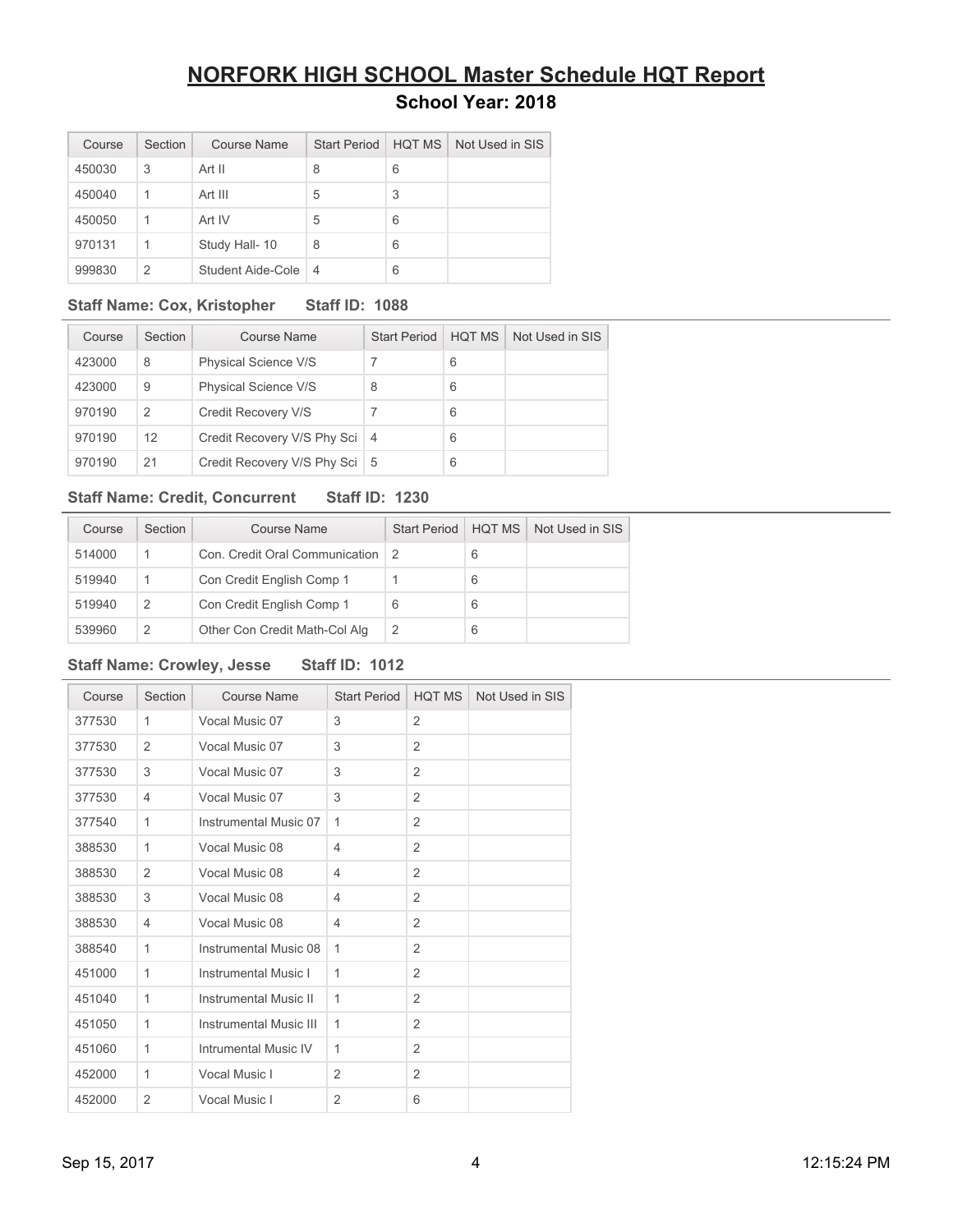# NORFORK HIGH SCHOOL Master Schedule HQT Report

## School Year: 2018

| Course | Section | Course Name | Start Period | HQT MS | Not Used in SIS |
|---|---|---|---|---|---|
| 450030 | 3 | Art II | 8 | 6 | |
| 450040 | 1 | Art III | 5 | 3 | |
| 450050 | 1 | Art IV | 5 | 6 | |
| 970131 | 1 | Study Hall- 10 | 8 | 6 | |
| 999830 | 2 | Student Aide-Cole | 4 | 6 | |

**Staff Name: Cox, Kristopher    Staff ID: 1088**

| Course | Section | Course Name | Start Period | HQT MS | Not Used in SIS |
|---|---|---|---|---|---|
| 423000 | 8 | Physical Science V/S | 7 | 6 | |
| 423000 | 9 | Physical Science V/S | 8 | 6 | |
| 970190 | 2 | Credit Recovery V/S | 7 | 6 | |
| 970190 | 12 | Credit Recovery V/S Phy Sci | 4 | 6 | |
| 970190 | 21 | Credit Recovery V/S Phy Sci | 5 | 6 | |

**Staff Name: Credit, Concurrent    Staff ID: 1230**

| Course | Section | Course Name | Start Period | HQT MS | Not Used in SIS |
|---|---|---|---|---|---|
| 514000 | 1 | Con. Credit Oral Communication | 2 | 6 | |
| 519940 | 1 | Con Credit English Comp 1 | 1 | 6 | |
| 519940 | 2 | Con Credit English Comp 1 | 6 | 6 | |
| 539960 | 2 | Other Con Credit Math-Col Alg | 2 | 6 | |

**Staff Name: Crowley, Jesse    Staff ID: 1012**

| Course | Section | Course Name | Start Period | HQT MS | Not Used in SIS |
|---|---|---|---|---|---|
| 377530 | 1 | Vocal Music 07 | 3 | 2 | |
| 377530 | 2 | Vocal Music 07 | 3 | 2 | |
| 377530 | 3 | Vocal Music 07 | 3 | 2 | |
| 377530 | 4 | Vocal Music 07 | 3 | 2 | |
| 377540 | 1 | Instrumental Music 07 | 1 | 2 | |
| 388530 | 1 | Vocal Music 08 | 4 | 2 | |
| 388530 | 2 | Vocal Music 08 | 4 | 2 | |
| 388530 | 3 | Vocal Music 08 | 4 | 2 | |
| 388530 | 4 | Vocal Music 08 | 4 | 2 | |
| 388540 | 1 | Instrumental Music 08 | 1 | 2 | |
| 451000 | 1 | Instrumental Music I | 1 | 2 | |
| 451040 | 1 | Instrumental Music II | 1 | 2 | |
| 451050 | 1 | Instrumental Music III | 1 | 2 | |
| 451060 | 1 | Intrumental Music IV | 1 | 2 | |
| 452000 | 1 | Vocal Music I | 2 | 2 | |
| 452000 | 2 | Vocal Music I | 2 | 6 | |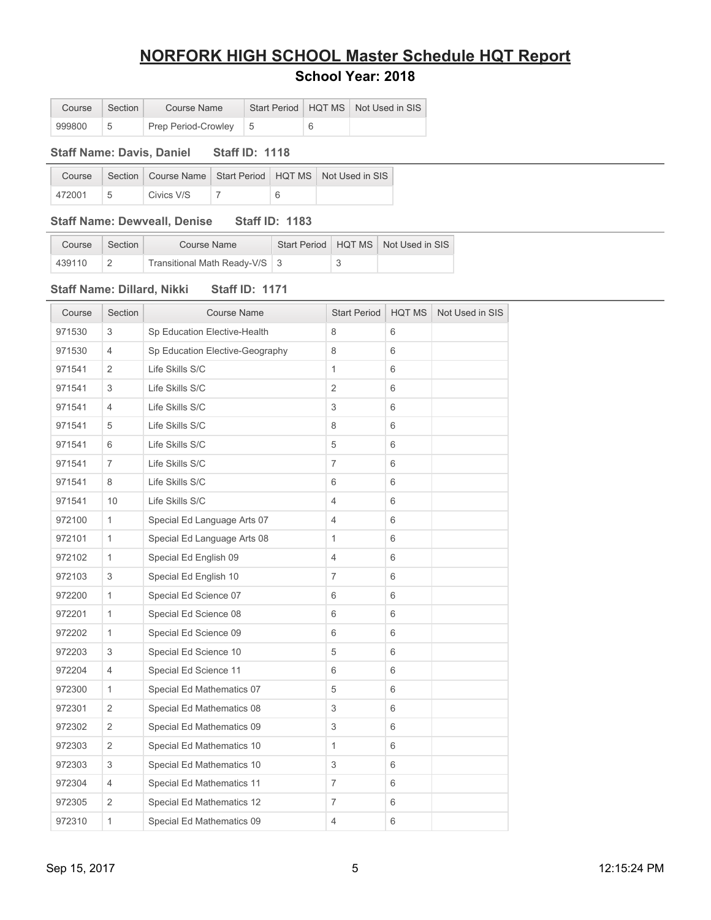# NORFORK HIGH SCHOOL Master Schedule HQT Report

## School Year: 2018

| Course | Section | Course Name | Start Period | HQT MS | Not Used in SIS |
|---|---|---|---|---|---|
| 999800 | 5 | Prep Period-Crowley | 5 | 6 | |

**Staff Name: Davis, Daniel Staff ID: 1118**

| Course | Section | Course Name | Start Period | HQT MS | Not Used in SIS |
|---|---|---|---|---|---|
| 472001 | 5 | Civics V/S | 7 | 6 | |

**Staff Name: Dewveall, Denise Staff ID: 1183**

| Course | Section | Course Name | Start Period | HQT MS | Not Used in SIS |
|---|---|---|---|---|---|
| 439110 | 2 | Transitional Math Ready-V/S | 3 | 3 | |

**Staff Name: Dillard, Nikki Staff ID: 1171**

| Course | Section | Course Name | Start Period | HQT MS | Not Used in SIS |
|---|---|---|---|---|---|
| 971530 | 3 | Sp Education Elective-Health | 8 | 6 | |
| 971530 | 4 | Sp Education Elective-Geography | 8 | 6 | |
| 971541 | 2 | Life Skills S/C | 1 | 6 | |
| 971541 | 3 | Life Skills S/C | 2 | 6 | |
| 971541 | 4 | Life Skills S/C | 3 | 6 | |
| 971541 | 5 | Life Skills S/C | 8 | 6 | |
| 971541 | 6 | Life Skills S/C | 5 | 6 | |
| 971541 | 7 | Life Skills S/C | 7 | 6 | |
| 971541 | 8 | Life Skills S/C | 6 | 6 | |
| 971541 | 10 | Life Skills S/C | 4 | 6 | |
| 972100 | 1 | Special Ed Language Arts 07 | 4 | 6 | |
| 972101 | 1 | Special Ed Language Arts 08 | 1 | 6 | |
| 972102 | 1 | Special Ed English 09 | 4 | 6 | |
| 972103 | 3 | Special Ed English 10 | 7 | 6 | |
| 972200 | 1 | Special Ed Science 07 | 6 | 6 | |
| 972201 | 1 | Special Ed Science 08 | 6 | 6 | |
| 972202 | 1 | Special Ed Science 09 | 6 | 6 | |
| 972203 | 3 | Special Ed Science 10 | 5 | 6 | |
| 972204 | 4 | Special Ed Science 11 | 6 | 6 | |
| 972300 | 1 | Special Ed Mathematics 07 | 5 | 6 | |
| 972301 | 2 | Special Ed Mathematics 08 | 3 | 6 | |
| 972302 | 2 | Special Ed Mathematics 09 | 3 | 6 | |
| 972303 | 2 | Special Ed Mathematics 10 | 1 | 6 | |
| 972303 | 3 | Special Ed Mathematics 10 | 3 | 6 | |
| 972304 | 4 | Special Ed Mathematics 11 | 7 | 6 | |
| 972305 | 2 | Special Ed Mathematics 12 | 7 | 6 | |
| 972310 | 1 | Special Ed Mathematics 09 | 4 | 6 | |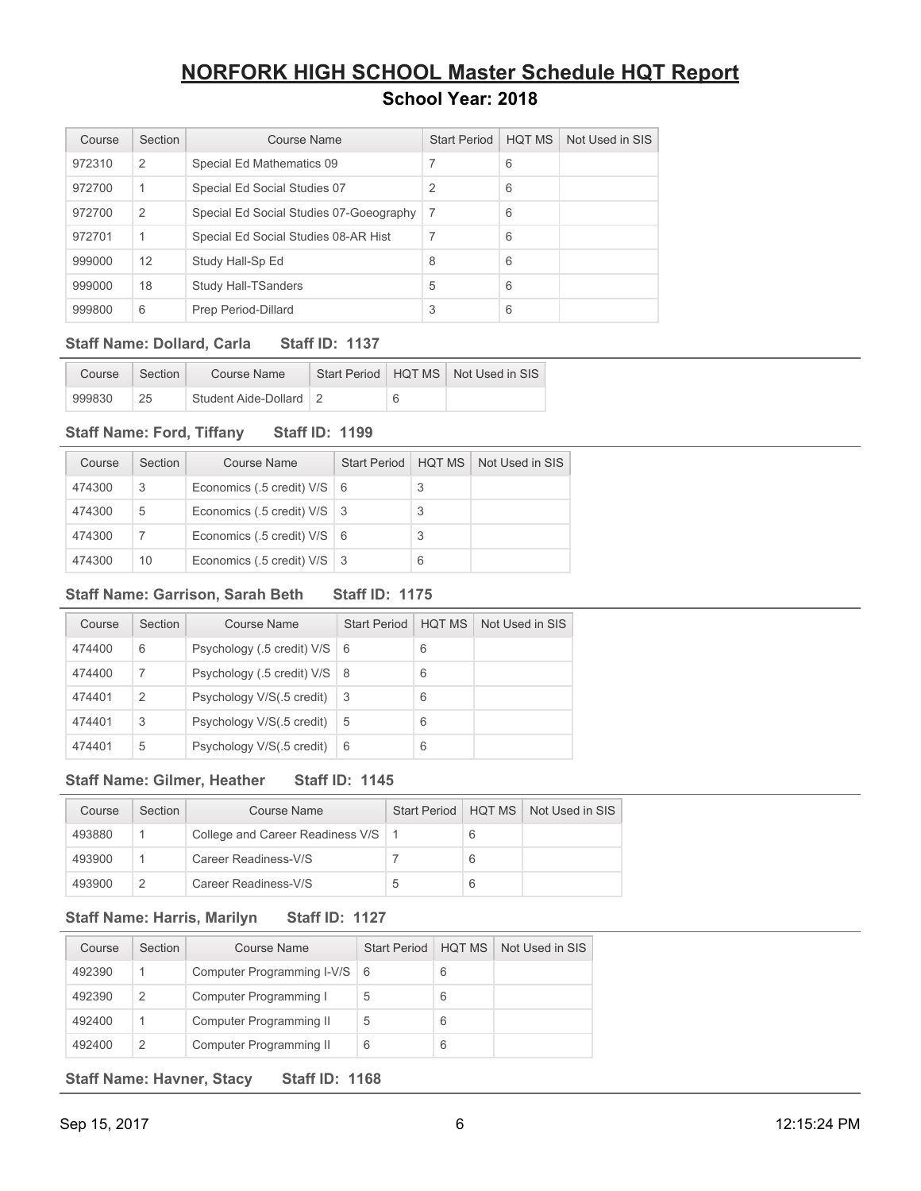# NORFORK HIGH SCHOOL Master Schedule HQT Report

## School Year: 2018

| Course | Section | Course Name | Start Period | HQT MS | Not Used in SIS |
|---|---|---|---|---|---|
| 972310 | 2 | Special Ed Mathematics 09 | 7 | 6 | |
| 972700 | 1 | Special Ed Social Studies 07 | 2 | 6 | |
| 972700 | 2 | Special Ed Social Studies 07-Goeography | 7 | 6 | |
| 972701 | 1 | Special Ed Social Studies 08-AR Hist | 7 | 6 | |
| 999000 | 12 | Study Hall-Sp Ed | 8 | 6 | |
| 999000 | 18 | Study Hall-TSanders | 5 | 6 | |
| 999800 | 6 | Prep Period-Dillard | 3 | 6 | |

**Staff Name: Dollard, Carla Staff ID: 1137**

| Course | Section | Course Name | Start Period | HQT MS | Not Used in SIS |
|---|---|---|---|---|---|
| 999830 | 25 | Student Aide-Dollard | 2 | 6 | |

**Staff Name: Ford, Tiffany Staff ID: 1199**

| Course | Section | Course Name | Start Period | HQT MS | Not Used in SIS |
|---|---|---|---|---|---|
| 474300 | 3 | Economics (.5 credit) V/S | 6 | 3 | |
| 474300 | 5 | Economics (.5 credit) V/S | 3 | 3 | |
| 474300 | 7 | Economics (.5 credit) V/S | 6 | 3 | |
| 474300 | 10 | Economics (.5 credit) V/S | 3 | 6 | |

**Staff Name: Garrison, Sarah Beth Staff ID: 1175**

| Course | Section | Course Name | Start Period | HQT MS | Not Used in SIS |
|---|---|---|---|---|---|
| 474400 | 6 | Psychology (.5 credit) V/S | 6 | 6 | |
| 474400 | 7 | Psychology (.5 credit) V/S | 8 | 6 | |
| 474401 | 2 | Psychology V/S(.5 credit) | 3 | 6 | |
| 474401 | 3 | Psychology V/S(.5 credit) | 5 | 6 | |
| 474401 | 5 | Psychology V/S(.5 credit) | 6 | 6 | |

**Staff Name: Gilmer, Heather Staff ID: 1145**

| Course | Section | Course Name | Start Period | HQT MS | Not Used in SIS |
|---|---|---|---|---|---|
| 493880 | 1 | College and Career Readiness V/S | 1 | 6 | |
| 493900 | 1 | Career Readiness-V/S | 7 | 6 | |
| 493900 | 2 | Career Readiness-V/S | 5 | 6 | |

**Staff Name: Harris, Marilyn Staff ID: 1127**

| Course | Section | Course Name | Start Period | HQT MS | Not Used in SIS |
|---|---|---|---|---|---|
| 492390 | 1 | Computer Programming I-V/S | 6 | 6 | |
| 492390 | 2 | Computer Programming I | 5 | 6 | |
| 492400 | 1 | Computer Programming II | 5 | 6 | |
| 492400 | 2 | Computer Programming II | 6 | 6 | |

**Staff Name: Havner, Stacy Staff ID: 1168**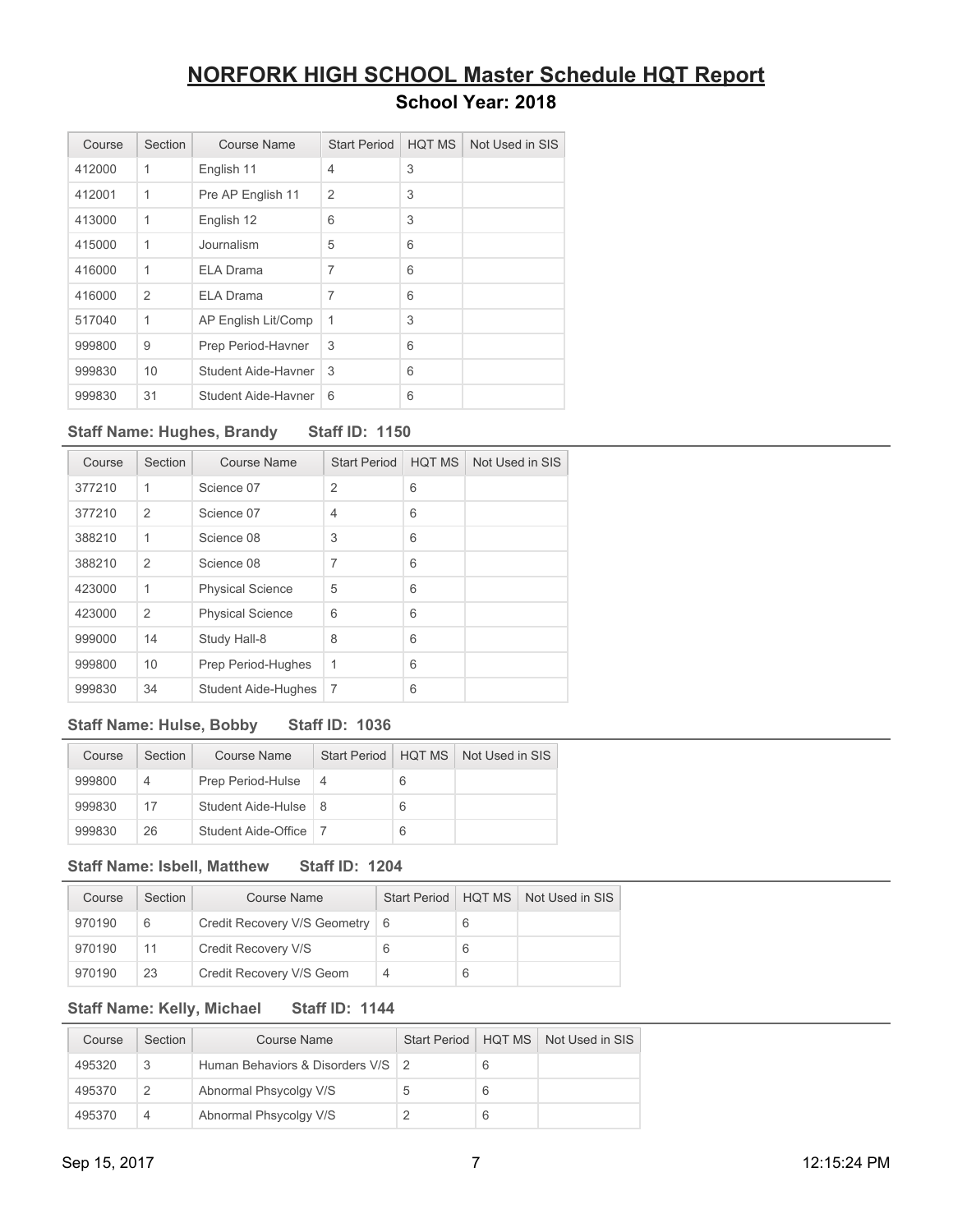# NORFORK HIGH SCHOOL Master Schedule HQT Report

## School Year: 2018

| Course | Section | Course Name | Start Period | HQT MS | Not Used in SIS |
|---|---|---|---|---|---|
| 412000 | 1 | English 11 | 4 | 3 | |
| 412001 | 1 | Pre AP English 11 | 2 | 3 | |
| 413000 | 1 | English 12 | 6 | 3 | |
| 415000 | 1 | Journalism | 5 | 6 | |
| 416000 | 1 | ELA Drama | 7 | 6 | |
| 416000 | 2 | ELA Drama | 7 | 6 | |
| 517040 | 1 | AP English Lit/Comp | 1 | 3 | |
| 999800 | 9 | Prep Period-Havner | 3 | 6 | |
| 999830 | 10 | Student Aide-Havner | 3 | 6 | |
| 999830 | 31 | Student Aide-Havner | 6 | 6 | |

**Staff Name: Hughes, Brandy    Staff ID: 1150**

| Course | Section | Course Name | Start Period | HQT MS | Not Used in SIS |
|---|---|---|---|---|---|
| 377210 | 1 | Science 07 | 2 | 6 | |
| 377210 | 2 | Science 07 | 4 | 6 | |
| 388210 | 1 | Science 08 | 3 | 6 | |
| 388210 | 2 | Science 08 | 7 | 6 | |
| 423000 | 1 | Physical Science | 5 | 6 | |
| 423000 | 2 | Physical Science | 6 | 6 | |
| 999000 | 14 | Study Hall-8 | 8 | 6 | |
| 999800 | 10 | Prep Period-Hughes | 1 | 6 | |
| 999830 | 34 | Student Aide-Hughes | 7 | 6 | |

**Staff Name: Hulse, Bobby    Staff ID: 1036**

| Course | Section | Course Name | Start Period | HQT MS | Not Used in SIS |
|---|---|---|---|---|---|
| 999800 | 4 | Prep Period-Hulse | 4 | 6 | |
| 999830 | 17 | Student Aide-Hulse | 8 | 6 | |
| 999830 | 26 | Student Aide-Office | 7 | 6 | |

**Staff Name: Isbell, Matthew    Staff ID: 1204**

| Course | Section | Course Name | Start Period | HQT MS | Not Used in SIS |
|---|---|---|---|---|---|
| 970190 | 6 | Credit Recovery V/S Geometry | 6 | 6 | |
| 970190 | 11 | Credit Recovery V/S | 6 | 6 | |
| 970190 | 23 | Credit Recovery V/S Geom | 4 | 6 | |

**Staff Name: Kelly, Michael    Staff ID: 1144**

| Course | Section | Course Name | Start Period | HQT MS | Not Used in SIS |
|---|---|---|---|---|---|
| 495320 | 3 | Human Behaviors & Disorders V/S | 2 | 6 | |
| 495370 | 2 | Abnormal Phsycolgy V/S | 5 | 6 | |
| 495370 | 4 | Abnormal Phsycolgy V/S | 2 | 6 | |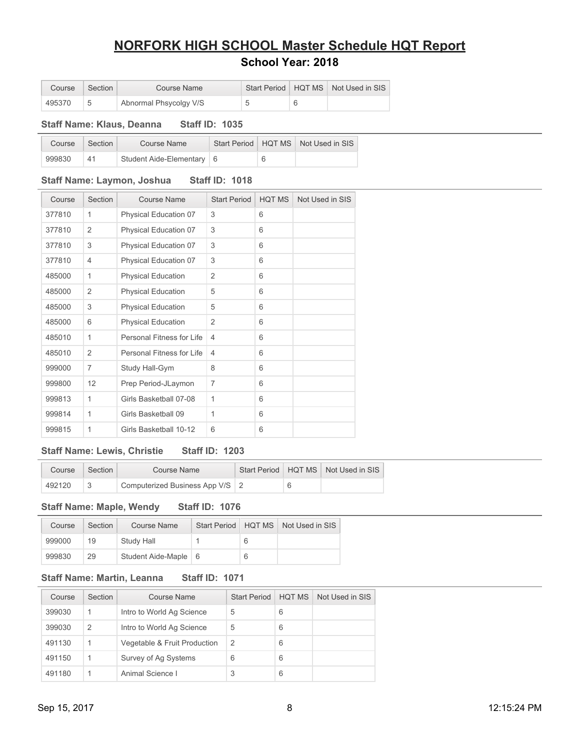# NORFORK HIGH SCHOOL Master Schedule HQT Report

## School Year: 2018

| Course | Section | Course Name | Start Period | HQT MS | Not Used in SIS |
|---|---|---|---|---|---|
| 495370 | 5 | Abnormal Phsycolgy V/S | 5 | 6 | |

**Staff Name: Klaus, Deanna** **Staff ID: 1035**

| Course | Section | Course Name | Start Period | HQT MS | Not Used in SIS |
|---|---|---|---|---|---|
| 999830 | 41 | Student Aide-Elementary | 6 | 6 | |

**Staff Name: Laymon, Joshua** **Staff ID: 1018**

| Course | Section | Course Name | Start Period | HQT MS | Not Used in SIS |
|---|---|---|---|---|---|
| 377810 | 1 | Physical Education 07 | 3 | 6 | |
| 377810 | 2 | Physical Education 07 | 3 | 6 | |
| 377810 | 3 | Physical Education 07 | 3 | 6 | |
| 377810 | 4 | Physical Education 07 | 3 | 6 | |
| 485000 | 1 | Physical Education | 2 | 6 | |
| 485000 | 2 | Physical Education | 5 | 6 | |
| 485000 | 3 | Physical Education | 5 | 6 | |
| 485000 | 6 | Physical Education | 2 | 6 | |
| 485010 | 1 | Personal Fitness for Life | 4 | 6 | |
| 485010 | 2 | Personal Fitness for Life | 4 | 6 | |
| 999000 | 7 | Study Hall-Gym | 8 | 6 | |
| 999800 | 12 | Prep Period-JLaymon | 7 | 6 | |
| 999813 | 1 | Girls Basketball 07-08 | 1 | 6 | |
| 999814 | 1 | Girls Basketball 09 | 1 | 6 | |
| 999815 | 1 | Girls Basketball 10-12 | 6 | 6 | |

**Staff Name: Lewis, Christie** **Staff ID: 1203**

| Course | Section | Course Name | Start Period | HQT MS | Not Used in SIS |
|---|---|---|---|---|---|
| 492120 | 3 | Computerized Business App V/S | 2 | 6 | |

**Staff Name: Maple, Wendy** **Staff ID: 1076**

| Course | Section | Course Name | Start Period | HQT MS | Not Used in SIS |
|---|---|---|---|---|---|
| 999000 | 19 | Study Hall | 1 | 6 | |
| 999830 | 29 | Student Aide-Maple | 6 | 6 | |

**Staff Name: Martin, Leanna** **Staff ID: 1071**

| Course | Section | Course Name | Start Period | HQT MS | Not Used in SIS |
|---|---|---|---|---|---|
| 399030 | 1 | Intro to World Ag Science | 5 | 6 | |
| 399030 | 2 | Intro to World Ag Science | 5 | 6 | |
| 491130 | 1 | Vegetable & Fruit Production | 2 | 6 | |
| 491150 | 1 | Survey of Ag Systems | 6 | 6 | |
| 491180 | 1 | Animal Science I | 3 | 6 | |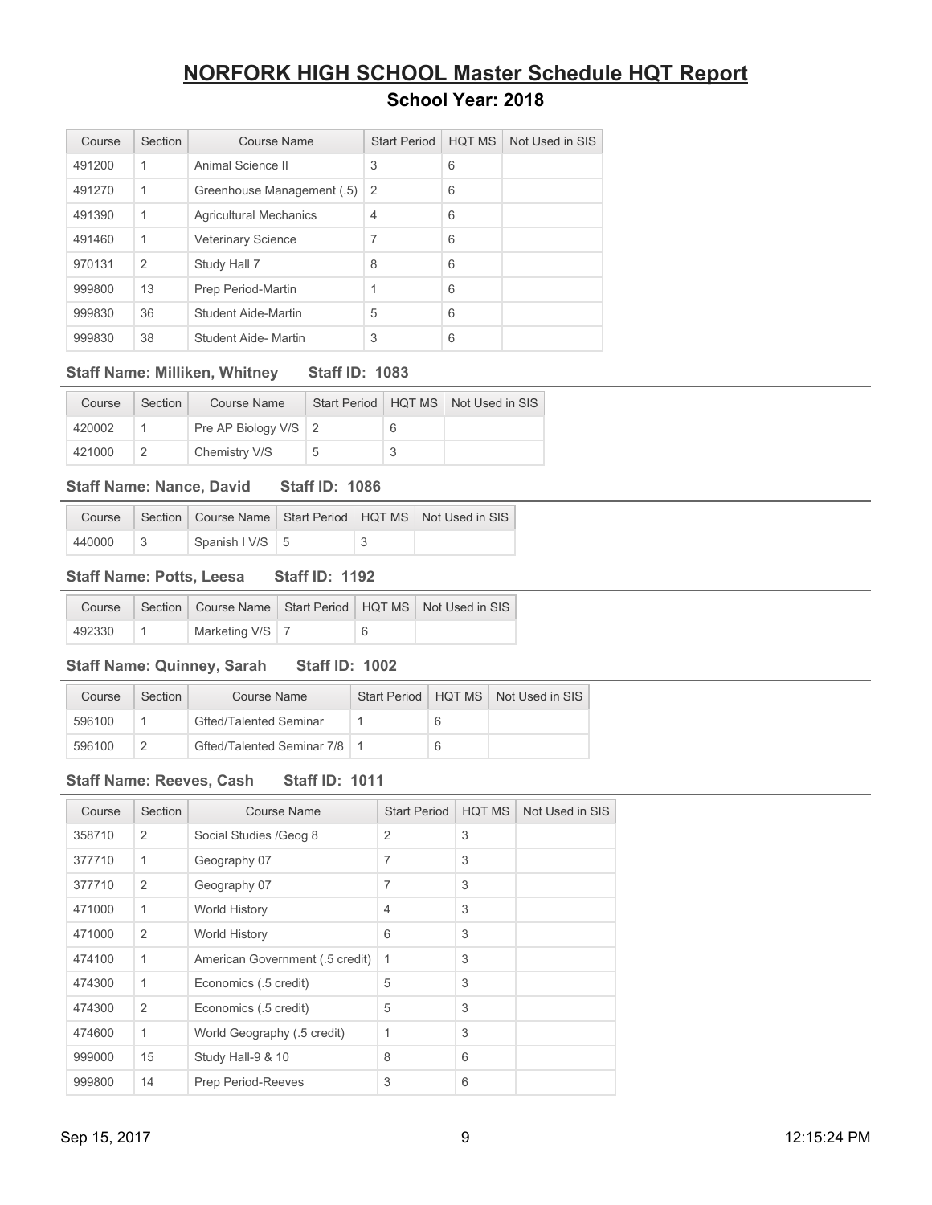# NORFORK HIGH SCHOOL Master Schedule HQT Report

## School Year: 2018

| Course | Section | Course Name | Start Period | HQT MS | Not Used in SIS |
|---|---|---|---|---|---|
| 491200 | 1 | Animal Science II | 3 | 6 | |
| 491270 | 1 | Greenhouse Management (.5) | 2 | 6 | |
| 491390 | 1 | Agricultural Mechanics | 4 | 6 | |
| 491460 | 1 | Veterinary Science | 7 | 6 | |
| 970131 | 2 | Study Hall 7 | 8 | 6 | |
| 999800 | 13 | Prep Period-Martin | 1 | 6 | |
| 999830 | 36 | Student Aide-Martin | 5 | 6 | |
| 999830 | 38 | Student Aide- Martin | 3 | 6 | |

### Staff Name: Milliken, Whitney Staff ID: 1083

| Course | Section | Course Name | Start Period | HQT MS | Not Used in SIS |
|---|---|---|---|---|---|
| 420002 | 1 | Pre AP Biology V/S | 2 | 6 | |
| 421000 | 2 | Chemistry V/S | 5 | 3 | |

### Staff Name: Nance, David Staff ID: 1086

| Course | Section | Course Name | Start Period | HQT MS | Not Used in SIS |
|---|---|---|---|---|---|
| 440000 | 3 | Spanish I V/S | 5 | 3 | |

### Staff Name: Potts, Leesa Staff ID: 1192

| Course | Section | Course Name | Start Period | HQT MS | Not Used in SIS |
|---|---|---|---|---|---|
| 492330 | 1 | Marketing V/S | 7 | 6 | |

### Staff Name: Quinney, Sarah Staff ID: 1002

| Course | Section | Course Name | Start Period | HQT MS | Not Used in SIS |
|---|---|---|---|---|---|
| 596100 | 1 | Gfted/Talented Seminar | 1 | 6 | |
| 596100 | 2 | Gfted/Talented Seminar 7/8 | 1 | 6 | |

### Staff Name: Reeves, Cash Staff ID: 1011

| Course | Section | Course Name | Start Period | HQT MS | Not Used in SIS |
|---|---|---|---|---|---|
| 358710 | 2 | Social Studies /Geog 8 | 2 | 3 | |
| 377710 | 1 | Geography 07 | 7 | 3 | |
| 377710 | 2 | Geography 07 | 7 | 3 | |
| 471000 | 1 | World History | 4 | 3 | |
| 471000 | 2 | World History | 6 | 3 | |
| 474100 | 1 | American Government (.5 credit) | 1 | 3 | |
| 474300 | 1 | Economics (.5 credit) | 5 | 3 | |
| 474300 | 2 | Economics (.5 credit) | 5 | 3 | |
| 474600 | 1 | World Geography (.5 credit) | 1 | 3 | |
| 999000 | 15 | Study Hall-9 & 10 | 8 | 6 | |
| 999800 | 14 | Prep Period-Reeves | 3 | 6 | |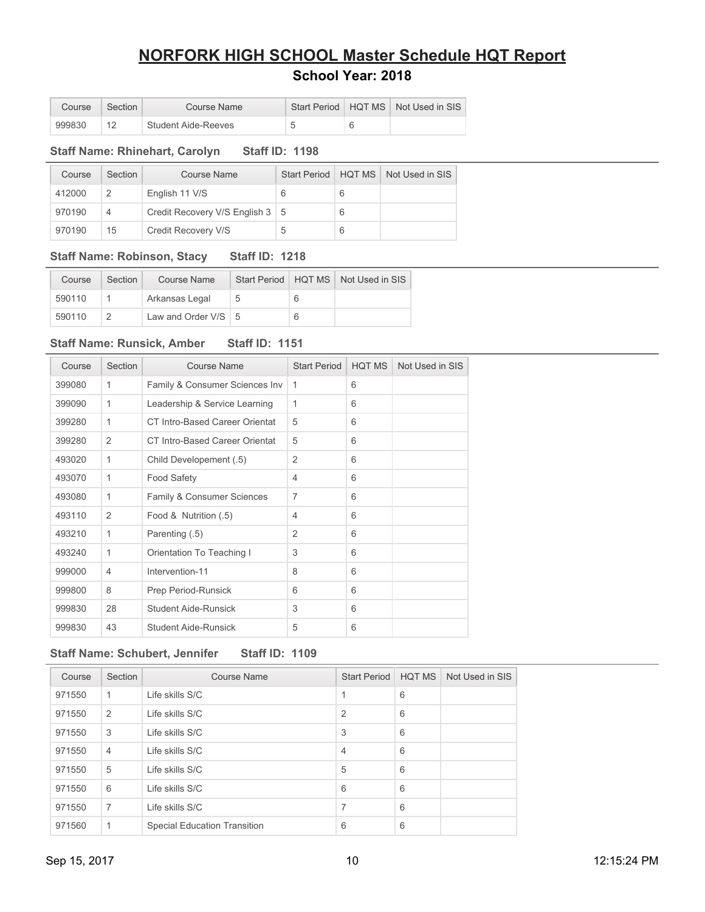# NORFORK HIGH SCHOOL Master Schedule HQT Report

## School Year: 2018

| Course | Section | Course Name | Start Period | HQT MS | Not Used in SIS |
|---|---|---|---|---|---|
| 999830 | 12 | Student Aide-Reeves | 5 | 6 | |

**Staff Name: Rhinehart, Carolyn Staff ID: 1198**

| Course | Section | Course Name | Start Period | HQT MS | Not Used in SIS |
|---|---|---|---|---|---|
| 412000 | 2 | English 11 V/S | 6 | 6 | |
| 970190 | 4 | Credit Recovery V/S English 3 | 5 | 6 | |
| 970190 | 15 | Credit Recovery V/S | 5 | 6 | |

**Staff Name: Robinson, Stacy Staff ID: 1218**

| Course | Section | Course Name | Start Period | HQT MS | Not Used in SIS |
|---|---|---|---|---|---|
| 590110 | 1 | Arkansas Legal | 5 | 6 | |
| 590110 | 2 | Law and Order V/S | 5 | 6 | |

**Staff Name: Runsick, Amber Staff ID: 1151**

| Course | Section | Course Name | Start Period | HQT MS | Not Used in SIS |
|---|---|---|---|---|---|
| 399080 | 1 | Family & Consumer Sciences Inv | 1 | 6 | |
| 399090 | 1 | Leadership & Service Learning | 1 | 6 | |
| 399280 | 1 | CT Intro-Based Career Orientat | 5 | 6 | |
| 399280 | 2 | CT Intro-Based Career Orientat | 5 | 6 | |
| 493020 | 1 | Child Developement (.5) | 2 | 6 | |
| 493070 | 1 | Food Safety | 4 | 6 | |
| 493080 | 1 | Family & Consumer Sciences | 7 | 6 | |
| 493110 | 2 | Food & Nutrition (.5) | 4 | 6 | |
| 493210 | 1 | Parenting (.5) | 2 | 6 | |
| 493240 | 1 | Orientation To Teaching I | 3 | 6 | |
| 999000 | 4 | Intervention-11 | 8 | 6 | |
| 999800 | 8 | Prep Period-Runsick | 6 | 6 | |
| 999830 | 28 | Student Aide-Runsick | 3 | 6 | |
| 999830 | 43 | Student Aide-Runsick | 5 | 6 | |

**Staff Name: Schubert, Jennifer Staff ID: 1109**

| Course | Section | Course Name | Start Period | HQT MS | Not Used in SIS |
|---|---|---|---|---|---|
| 971550 | 1 | Life skills S/C | 1 | 6 | |
| 971550 | 2 | Life skills S/C | 2 | 6 | |
| 971550 | 3 | Life skills S/C | 3 | 6 | |
| 971550 | 4 | Life skills S/C | 4 | 6 | |
| 971550 | 5 | Life skills S/C | 5 | 6 | |
| 971550 | 6 | Life skills S/C | 6 | 6 | |
| 971550 | 7 | Life skills S/C | 7 | 6 | |
| 971560 | 1 | Special Education Transition | 6 | 6 | |

Sep 15, 2017 12:15:24 PM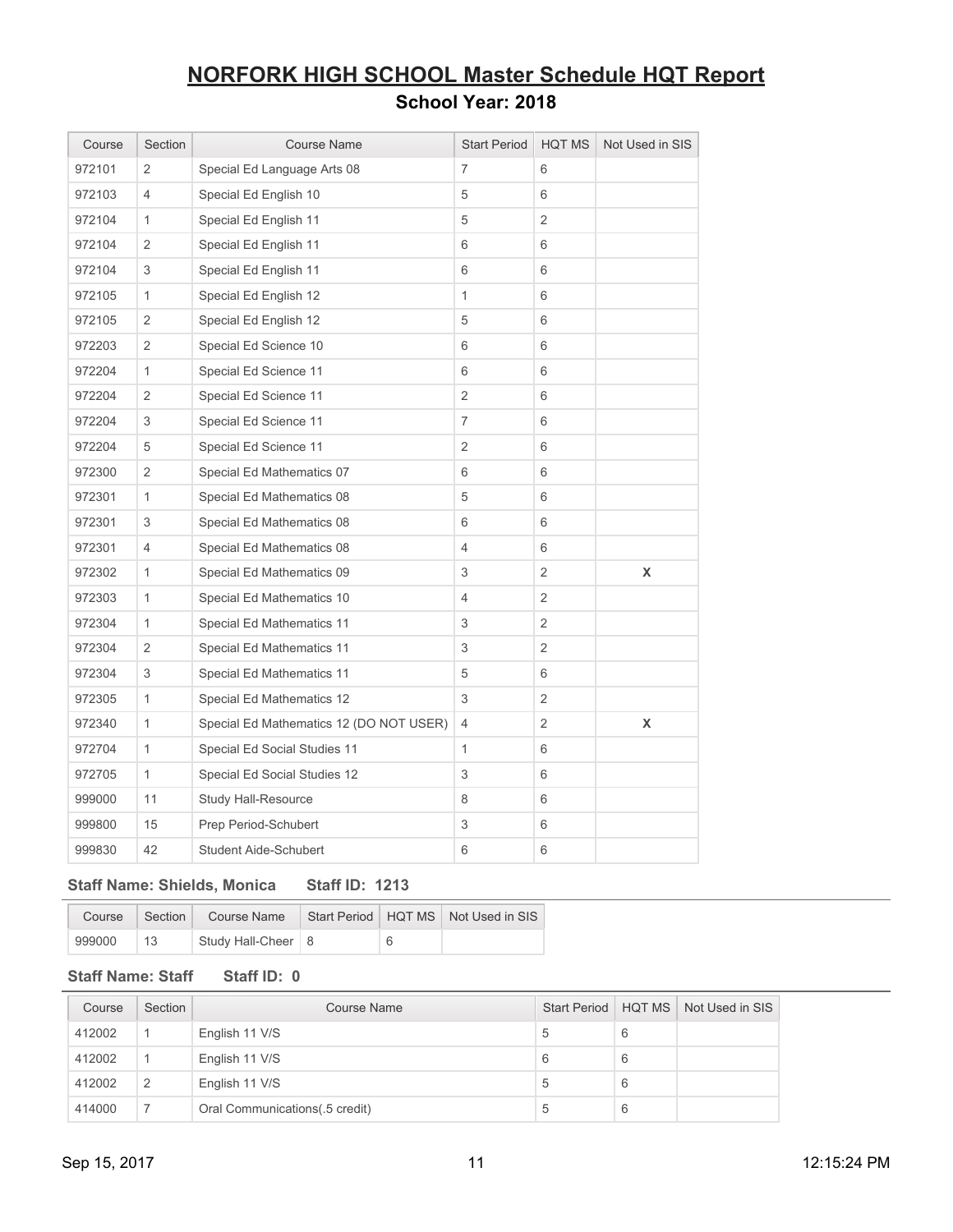# NORFORK HIGH SCHOOL Master Schedule HQT Report

## School Year: 2018

| Course | Section | Course Name | Start Period | HQT MS | Not Used in SIS |
|---|---|---|---|---|---|
| 972101 | 2 | Special Ed Language Arts 08 | 7 | 6 | |
| 972103 | 4 | Special Ed English 10 | 5 | 6 | |
| 972104 | 1 | Special Ed English 11 | 5 | 2 | |
| 972104 | 2 | Special Ed English 11 | 6 | 6 | |
| 972104 | 3 | Special Ed English 11 | 6 | 6 | |
| 972105 | 1 | Special Ed English 12 | 1 | 6 | |
| 972105 | 2 | Special Ed English 12 | 5 | 6 | |
| 972203 | 2 | Special Ed Science 10 | 6 | 6 | |
| 972204 | 1 | Special Ed Science 11 | 6 | 6 | |
| 972204 | 2 | Special Ed Science 11 | 2 | 6 | |
| 972204 | 3 | Special Ed Science 11 | 7 | 6 | |
| 972204 | 5 | Special Ed Science 11 | 2 | 6 | |
| 972300 | 2 | Special Ed Mathematics 07 | 6 | 6 | |
| 972301 | 1 | Special Ed Mathematics 08 | 5 | 6 | |
| 972301 | 3 | Special Ed Mathematics 08 | 6 | 6 | |
| 972301 | 4 | Special Ed Mathematics 08 | 4 | 6 | |
| 972302 | 1 | Special Ed Mathematics 09 | 3 | 2 | X |
| 972303 | 1 | Special Ed Mathematics 10 | 4 | 2 | |
| 972304 | 1 | Special Ed Mathematics 11 | 3 | 2 | |
| 972304 | 2 | Special Ed Mathematics 11 | 3 | 2 | |
| 972304 | 3 | Special Ed Mathematics 11 | 5 | 6 | |
| 972305 | 1 | Special Ed Mathematics 12 | 3 | 2 | |
| 972340 | 1 | Special Ed Mathematics 12 (DO NOT USER) | 4 | 2 | X |
| 972704 | 1 | Special Ed Social Studies 11 | 1 | 6 | |
| 972705 | 1 | Special Ed Social Studies 12 | 3 | 6 | |
| 999000 | 11 | Study Hall-Resource | 8 | 6 | |
| 999800 | 15 | Prep Period-Schubert | 3 | 6 | |
| 999830 | 42 | Student Aide-Schubert | 6 | 6 | |

**Staff Name: Shields, Monica Staff ID: 1213**

| Course | Section | Course Name | Start Period | HQT MS | Not Used in SIS |
|---|---|---|---|---|---|
| 999000 | 13 | Study Hall-Cheer | 8 | 6 | |

**Staff Name: Staff Staff ID: 0**

| Course | Section | Course Name | Start Period | HQT MS | Not Used in SIS |
|---|---|---|---|---|---|
| 412002 | 1 | English 11 V/S | 5 | 6 | |
| 412002 | 1 | English 11 V/S | 6 | 6 | |
| 412002 | 2 | English 11 V/S | 5 | 6 | |
| 414000 | 7 | Oral Communications(.5 credit) | 5 | 6 | |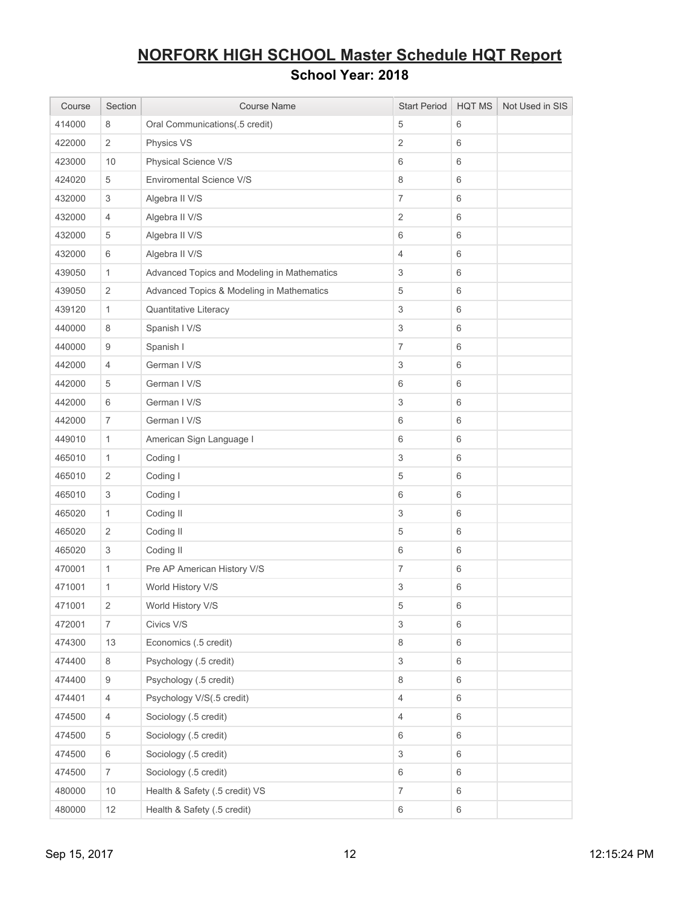## NORFORK HIGH SCHOOL Master Schedule HQT Report

### School Year: 2018

| Course | Section | Course Name | Start Period | HQT MS | Not Used in SIS |
|---|---|---|---|---|---|
| 414000 | 8 | Oral Communications(.5 credit) | 5 | 6 | |
| 422000 | 2 | Physics VS | 2 | 6 | |
| 423000 | 10 | Physical Science V/S | 6 | 6 | |
| 424020 | 5 | Enviromental Science V/S | 8 | 6 | |
| 432000 | 3 | Algebra II V/S | 7 | 6 | |
| 432000 | 4 | Algebra II V/S | 2 | 6 | |
| 432000 | 5 | Algebra II V/S | 6 | 6 | |
| 432000 | 6 | Algebra II V/S | 4 | 6 | |
| 439050 | 1 | Advanced Topics and Modeling in Mathematics | 3 | 6 | |
| 439050 | 2 | Advanced Topics & Modeling in Mathematics | 5 | 6 | |
| 439120 | 1 | Quantitative Literacy | 3 | 6 | |
| 440000 | 8 | Spanish I V/S | 3 | 6 | |
| 440000 | 9 | Spanish I | 7 | 6 | |
| 442000 | 4 | German I V/S | 3 | 6 | |
| 442000 | 5 | German I V/S | 6 | 6 | |
| 442000 | 6 | German I V/S | 3 | 6 | |
| 442000 | 7 | German I V/S | 6 | 6 | |
| 449010 | 1 | American Sign Language I | 6 | 6 | |
| 465010 | 1 | Coding I | 3 | 6 | |
| 465010 | 2 | Coding I | 5 | 6 | |
| 465010 | 3 | Coding I | 6 | 6 | |
| 465020 | 1 | Coding II | 3 | 6 | |
| 465020 | 2 | Coding II | 5 | 6 | |
| 465020 | 3 | Coding II | 6 | 6 | |
| 470001 | 1 | Pre AP American History V/S | 7 | 6 | |
| 471001 | 1 | World History V/S | 3 | 6 | |
| 471001 | 2 | World History V/S | 5 | 6 | |
| 472001 | 7 | Civics V/S | 3 | 6 | |
| 474300 | 13 | Economics (.5 credit) | 8 | 6 | |
| 474400 | 8 | Psychology (.5 credit) | 3 | 6 | |
| 474400 | 9 | Psychology (.5 credit) | 8 | 6 | |
| 474401 | 4 | Psychology V/S(.5 credit) | 4 | 6 | |
| 474500 | 4 | Sociology (.5 credit) | 4 | 6 | |
| 474500 | 5 | Sociology (.5 credit) | 6 | 6 | |
| 474500 | 6 | Sociology (.5 credit) | 3 | 6 | |
| 474500 | 7 | Sociology (.5 credit) | 6 | 6 | |
| 480000 | 10 | Health & Safety (.5 credit) VS | 7 | 6 | |
| 480000 | 12 | Health & Safety (.5 credit) | 6 | 6 | |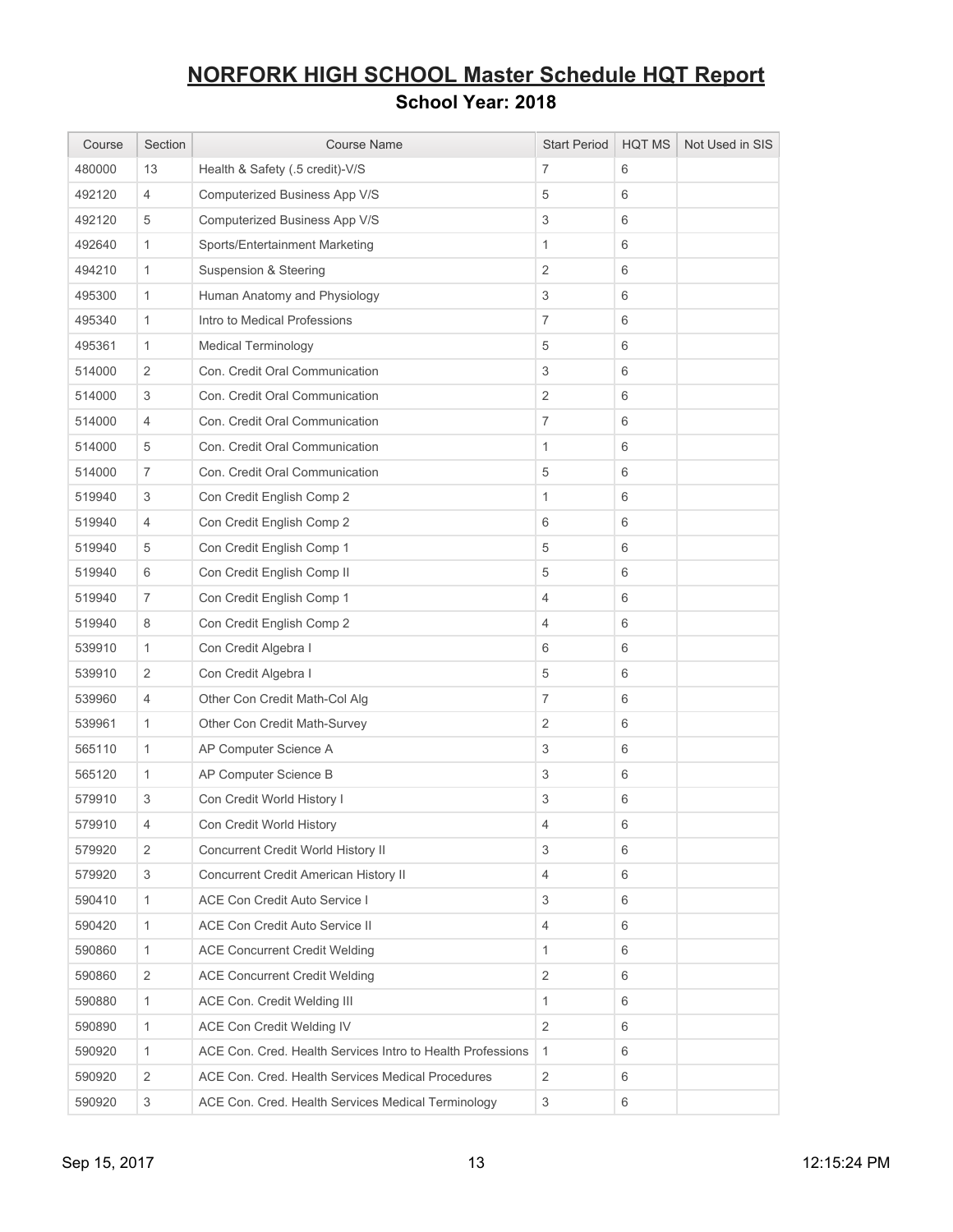# NORFORK HIGH SCHOOL Master Schedule HQT Report

## School Year: 2018

| Course | Section | Course Name | Start Period | HQT MS | Not Used in SIS |
|---|---|---|---|---|---|
| 480000 | 13 | Health & Safety (.5 credit)-V/S | 7 | 6 | |
| 492120 | 4 | Computerized Business App V/S | 5 | 6 | |
| 492120 | 5 | Computerized Business App V/S | 3 | 6 | |
| 492640 | 1 | Sports/Entertainment Marketing | 1 | 6 | |
| 494210 | 1 | Suspension & Steering | 2 | 6 | |
| 495300 | 1 | Human Anatomy and Physiology | 3 | 6 | |
| 495340 | 1 | Intro to Medical Professions | 7 | 6 | |
| 495361 | 1 | Medical Terminology | 5 | 6 | |
| 514000 | 2 | Con. Credit Oral Communication | 3 | 6 | |
| 514000 | 3 | Con. Credit Oral Communication | 2 | 6 | |
| 514000 | 4 | Con. Credit Oral Communication | 7 | 6 | |
| 514000 | 5 | Con. Credit Oral Communication | 1 | 6 | |
| 514000 | 7 | Con. Credit Oral Communication | 5 | 6 | |
| 519940 | 3 | Con Credit English Comp 2 | 1 | 6 | |
| 519940 | 4 | Con Credit English Comp 2 | 6 | 6 | |
| 519940 | 5 | Con Credit English Comp 1 | 5 | 6 | |
| 519940 | 6 | Con Credit English Comp II | 5 | 6 | |
| 519940 | 7 | Con Credit English Comp 1 | 4 | 6 | |
| 519940 | 8 | Con Credit English Comp 2 | 4 | 6 | |
| 539910 | 1 | Con Credit Algebra I | 6 | 6 | |
| 539910 | 2 | Con Credit Algebra I | 5 | 6 | |
| 539960 | 4 | Other Con Credit Math-Col Alg | 7 | 6 | |
| 539961 | 1 | Other Con Credit Math-Survey | 2 | 6 | |
| 565110 | 1 | AP Computer Science A | 3 | 6 | |
| 565120 | 1 | AP Computer Science B | 3 | 6 | |
| 579910 | 3 | Con Credit World History I | 3 | 6 | |
| 579910 | 4 | Con Credit World History | 4 | 6 | |
| 579920 | 2 | Concurrent Credit World History II | 3 | 6 | |
| 579920 | 3 | Concurrent Credit American History II | 4 | 6 | |
| 590410 | 1 | ACE Con Credit Auto Service I | 3 | 6 | |
| 590420 | 1 | ACE Con Credit Auto Service II | 4 | 6 | |
| 590860 | 1 | ACE Concurrent Credit Welding | 1 | 6 | |
| 590860 | 2 | ACE Concurrent Credit Welding | 2 | 6 | |
| 590880 | 1 | ACE Con. Credit Welding III | 1 | 6 | |
| 590890 | 1 | ACE Con Credit Welding IV | 2 | 6 | |
| 590920 | 1 | ACE Con. Cred. Health Services Intro to Health Professions | 1 | 6 | |
| 590920 | 2 | ACE Con. Cred. Health Services Medical Procedures | 2 | 6 | |
| 590920 | 3 | ACE Con. Cred. Health Services Medical Terminology | 3 | 6 | |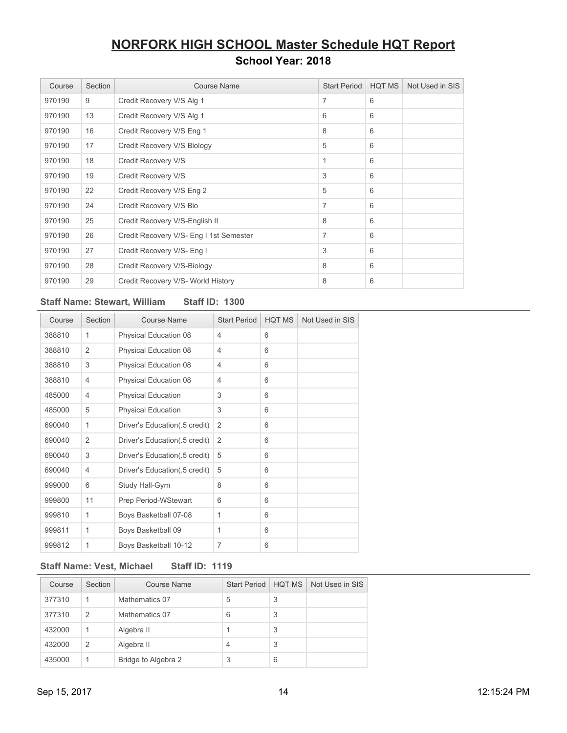# NORFORK HIGH SCHOOL Master Schedule HQT Report

## School Year: 2018

| Course | Section | Course Name | Start Period | HQT MS | Not Used in SIS |
|---|---|---|---|---|---|
| 970190 | 9 | Credit Recovery V/S Alg 1 | 7 | 6 | |
| 970190 | 13 | Credit Recovery V/S Alg 1 | 6 | 6 | |
| 970190 | 16 | Credit Recovery V/S Eng 1 | 8 | 6 | |
| 970190 | 17 | Credit Recovery V/S Biology | 5 | 6 | |
| 970190 | 18 | Credit Recovery V/S | 1 | 6 | |
| 970190 | 19 | Credit Recovery V/S | 3 | 6 | |
| 970190 | 22 | Credit Recovery V/S Eng 2 | 5 | 6 | |
| 970190 | 24 | Credit Recovery V/S Bio | 7 | 6 | |
| 970190 | 25 | Credit Recovery V/S-English II | 8 | 6 | |
| 970190 | 26 | Credit Recovery V/S- Eng I 1st Semester | 7 | 6 | |
| 970190 | 27 | Credit Recovery V/S- Eng I | 3 | 6 | |
| 970190 | 28 | Credit Recovery V/S-Biology | 8 | 6 | |
| 970190 | 29 | Credit Recovery V/S- World History | 8 | 6 | |

**Staff Name: Stewart, William    Staff ID: 1300**

| Course | Section | Course Name | Start Period | HQT MS | Not Used in SIS |
|---|---|---|---|---|---|
| 388810 | 1 | Physical Education 08 | 4 | 6 | |
| 388810 | 2 | Physical Education 08 | 4 | 6 | |
| 388810 | 3 | Physical Education 08 | 4 | 6 | |
| 388810 | 4 | Physical Education 08 | 4 | 6 | |
| 485000 | 4 | Physical Education | 3 | 6 | |
| 485000 | 5 | Physical Education | 3 | 6 | |
| 690040 | 1 | Driver's Education(.5 credit) | 2 | 6 | |
| 690040 | 2 | Driver's Education(.5 credit) | 2 | 6 | |
| 690040 | 3 | Driver's Education(.5 credit) | 5 | 6 | |
| 690040 | 4 | Driver's Education(.5 credit) | 5 | 6 | |
| 999000 | 6 | Study Hall-Gym | 8 | 6 | |
| 999800 | 11 | Prep Period-WStewart | 6 | 6 | |
| 999810 | 1 | Boys Basketball 07-08 | 1 | 6 | |
| 999811 | 1 | Boys Basketball 09 | 1 | 6 | |
| 999812 | 1 | Boys Basketball 10-12 | 7 | 6 | |

**Staff Name: Vest, Michael    Staff ID: 1119**

| Course | Section | Course Name | Start Period | HQT MS | Not Used in SIS |
|---|---|---|---|---|---|
| 377310 | 1 | Mathematics 07 | 5 | 3 | |
| 377310 | 2 | Mathematics 07 | 6 | 3 | |
| 432000 | 1 | Algebra II | 1 | 3 | |
| 432000 | 2 | Algebra II | 4 | 3 | |
| 435000 | 1 | Bridge to Algebra 2 | 3 | 6 | |

Sep 15, 2017    12:15:24 PM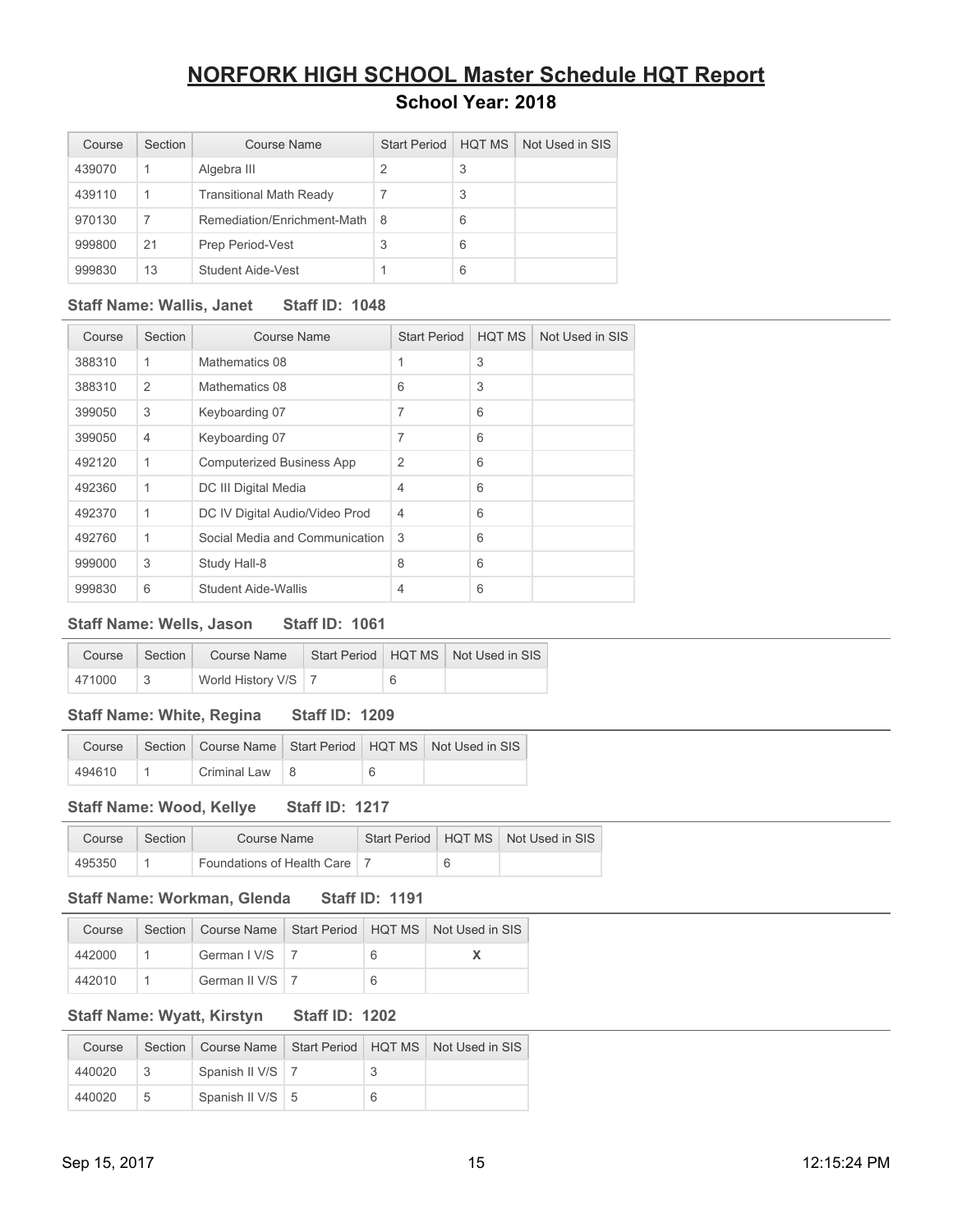# NORFORK HIGH SCHOOL Master Schedule HQT Report

## School Year: 2018

| Course | Section | Course Name | Start Period | HQT MS | Not Used in SIS |
|---|---|---|---|---|---|
| 439070 | 1 | Algebra III | 2 | 3 | |
| 439110 | 1 | Transitional Math Ready | 7 | 3 | |
| 970130 | 7 | Remediation/Enrichment-Math | 8 | 6 | |
| 999800 | 21 | Prep Period-Vest | 3 | 6 | |
| 999830 | 13 | Student Aide-Vest | 1 | 6 | |

**Staff Name: Wallis, Janet Staff ID: 1048**

| Course | Section | Course Name | Start Period | HQT MS | Not Used in SIS |
|---|---|---|---|---|---|
| 388310 | 1 | Mathematics 08 | 1 | 3 | |
| 388310 | 2 | Mathematics 08 | 6 | 3 | |
| 399050 | 3 | Keyboarding 07 | 7 | 6 | |
| 399050 | 4 | Keyboarding 07 | 7 | 6 | |
| 492120 | 1 | Computerized Business App | 2 | 6 | |
| 492360 | 1 | DC III Digital Media | 4 | 6 | |
| 492370 | 1 | DC IV Digital Audio/Video Prod | 4 | 6 | |
| 492760 | 1 | Social Media and Communication | 3 | 6 | |
| 999000 | 3 | Study Hall-8 | 8 | 6 | |
| 999830 | 6 | Student Aide-Wallis | 4 | 6 | |

**Staff Name: Wells, Jason Staff ID: 1061**

| Course | Section | Course Name | Start Period | HQT MS | Not Used in SIS |
|---|---|---|---|---|---|
| 471000 | 3 | World History V/S | 7 | 6 | |

**Staff Name: White, Regina Staff ID: 1209**

| Course | Section | Course Name | Start Period | HQT MS | Not Used in SIS |
|---|---|---|---|---|---|
| 494610 | 1 | Criminal Law | 8 | 6 | |

**Staff Name: Wood, Kellye Staff ID: 1217**

| Course | Section | Course Name | Start Period | HQT MS | Not Used in SIS |
|---|---|---|---|---|---|
| 495350 | 1 | Foundations of Health Care | 7 | 6 | |

**Staff Name: Workman, Glenda Staff ID: 1191**

| Course | Section | Course Name | Start Period | HQT MS | Not Used in SIS |
|---|---|---|---|---|---|
| 442000 | 1 | German I V/S | 7 | 6 | X |
| 442010 | 1 | German II V/S | 7 | 6 | |

**Staff Name: Wyatt, Kirstyn Staff ID: 1202**

| Course | Section | Course Name | Start Period | HQT MS | Not Used in SIS |
|---|---|---|---|---|---|
| 440020 | 3 | Spanish II V/S | 7 | 3 | |
| 440020 | 5 | Spanish II V/S | 5 | 6 | |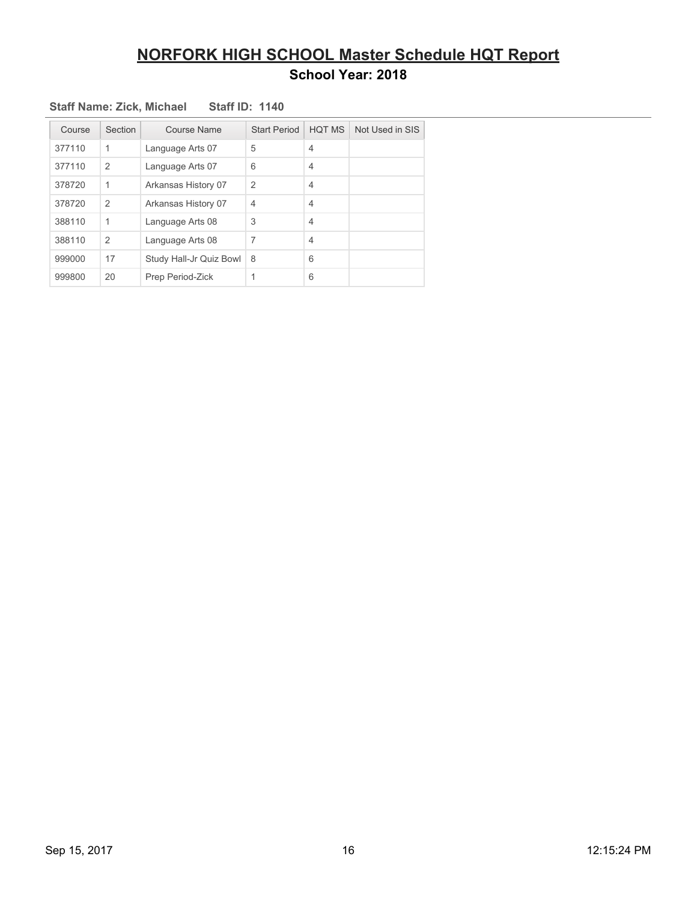# NORFORK HIGH SCHOOL Master Schedule HQT Report

## School Year: 2018

**Staff Name: Zick, Michael** **Staff ID: 1140**

| Course | Section | Course Name | Start Period | HQT MS | Not Used in SIS |
|---|---|---|---|---|---|
| 377110 | 1 | Language Arts 07 | 5 | 4 | |
| 377110 | 2 | Language Arts 07 | 6 | 4 | |
| 378720 | 1 | Arkansas History 07 | 2 | 4 | |
| 378720 | 2 | Arkansas History 07 | 4 | 4 | |
| 388110 | 1 | Language Arts 08 | 3 | 4 | |
| 388110 | 2 | Language Arts 08 | 7 | 4 | |
| 999000 | 17 | Study Hall-Jr Quiz Bowl | 8 | 6 | |
| 999800 | 20 | Prep Period-Zick | 1 | 6 | |

Sep 15, 2017 12:15:24 PM